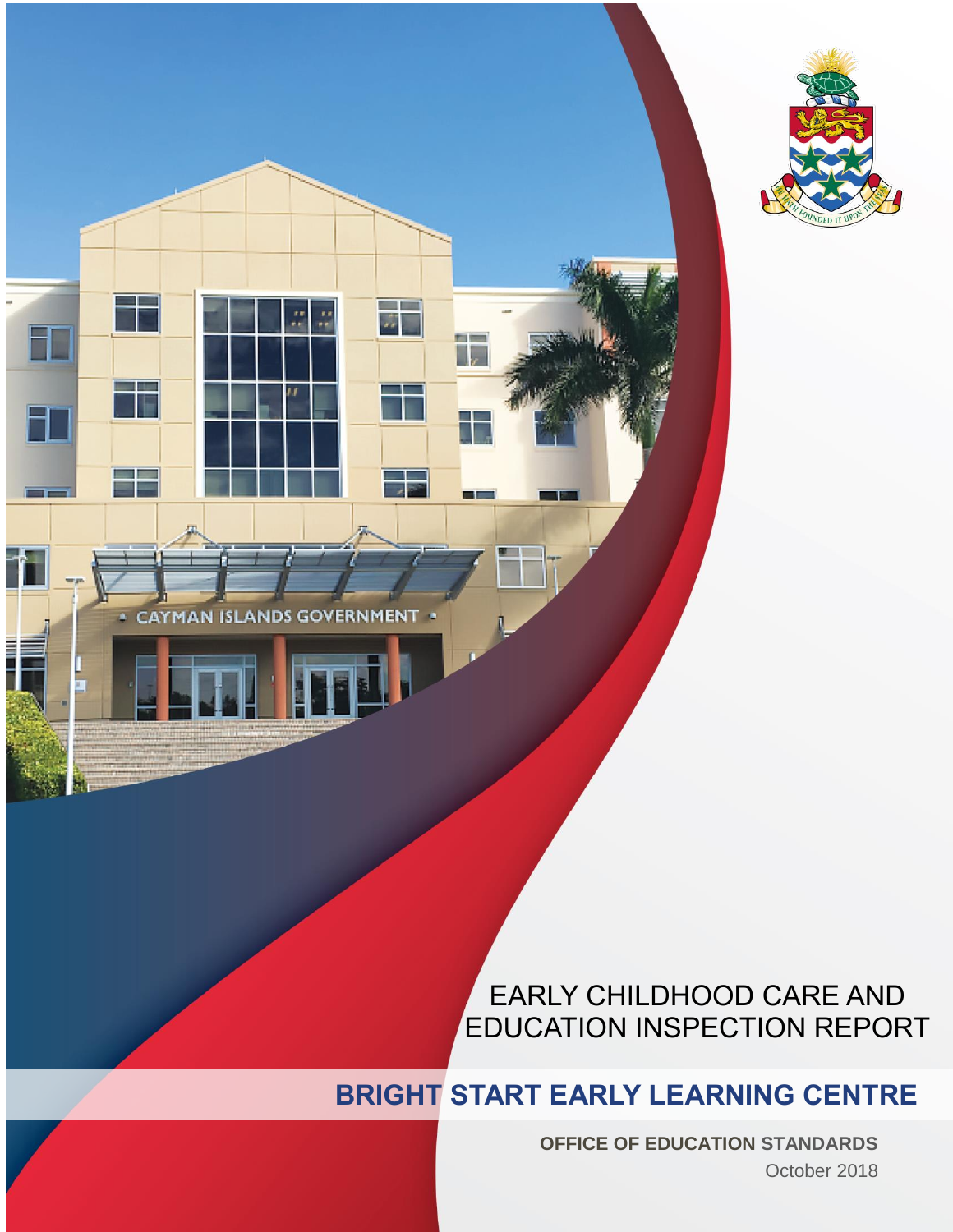# EARLY CHILDHOOD CARE AND EDUCATION INSPECTION REPORT

## BRIGHT START EARLY LEARNING CENTRE

**OFFICE OF EDUCATION STANDARDS**

October 2018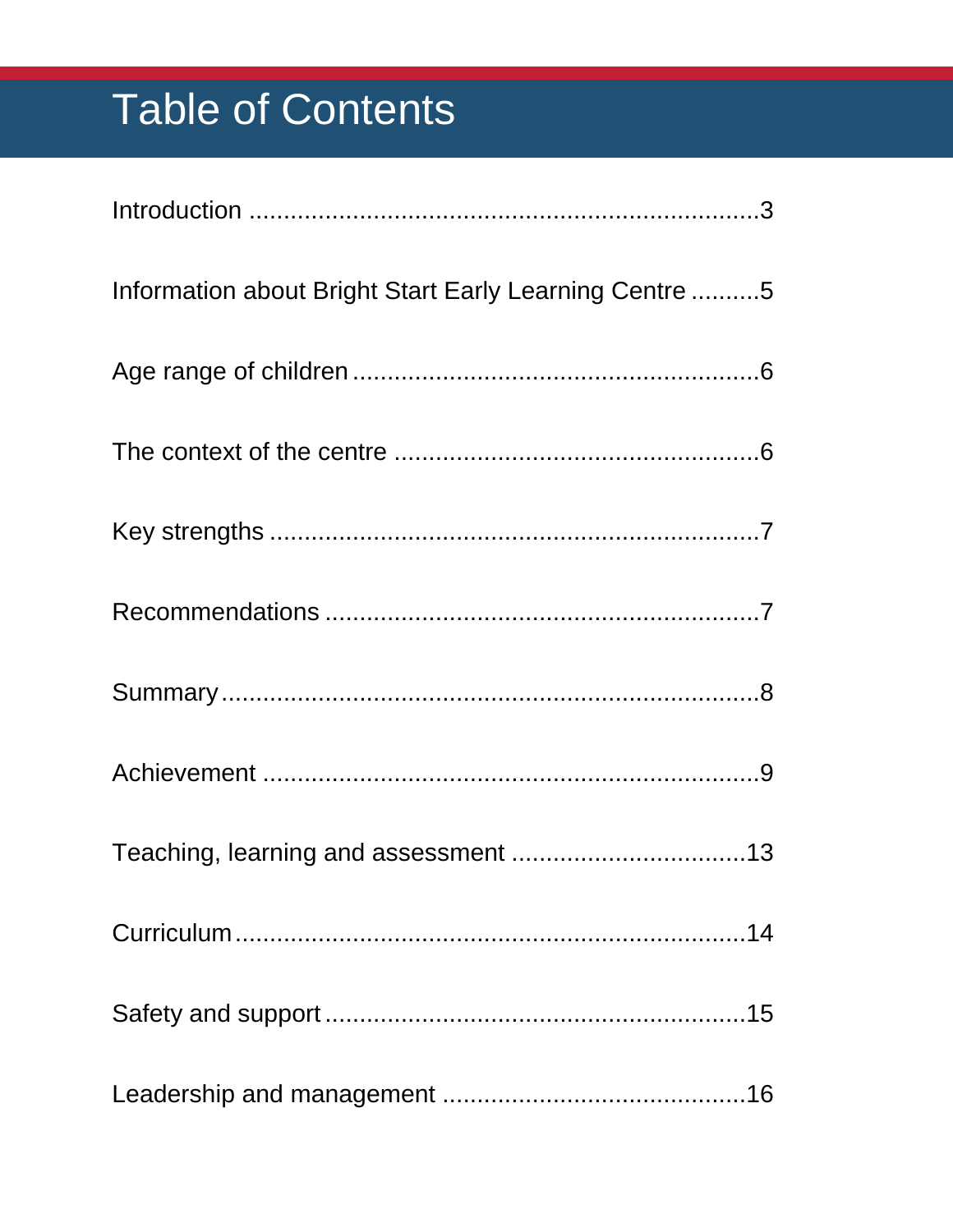# Table of Contents

Introduction ..........................................................................3

Information about Bright Start Early Learning Centre ..........5

Age range of children ..........................................................6

The context of the centre .....................................................6

Key strengths .......................................................................7

Recommendations ...............................................................7

Summary..............................................................................8

Achievement ........................................................................9

Teaching, learning and assessment ..................................13

Curriculum..........................................................................14

Safety and support .............................................................15

Leadership and management ............................................16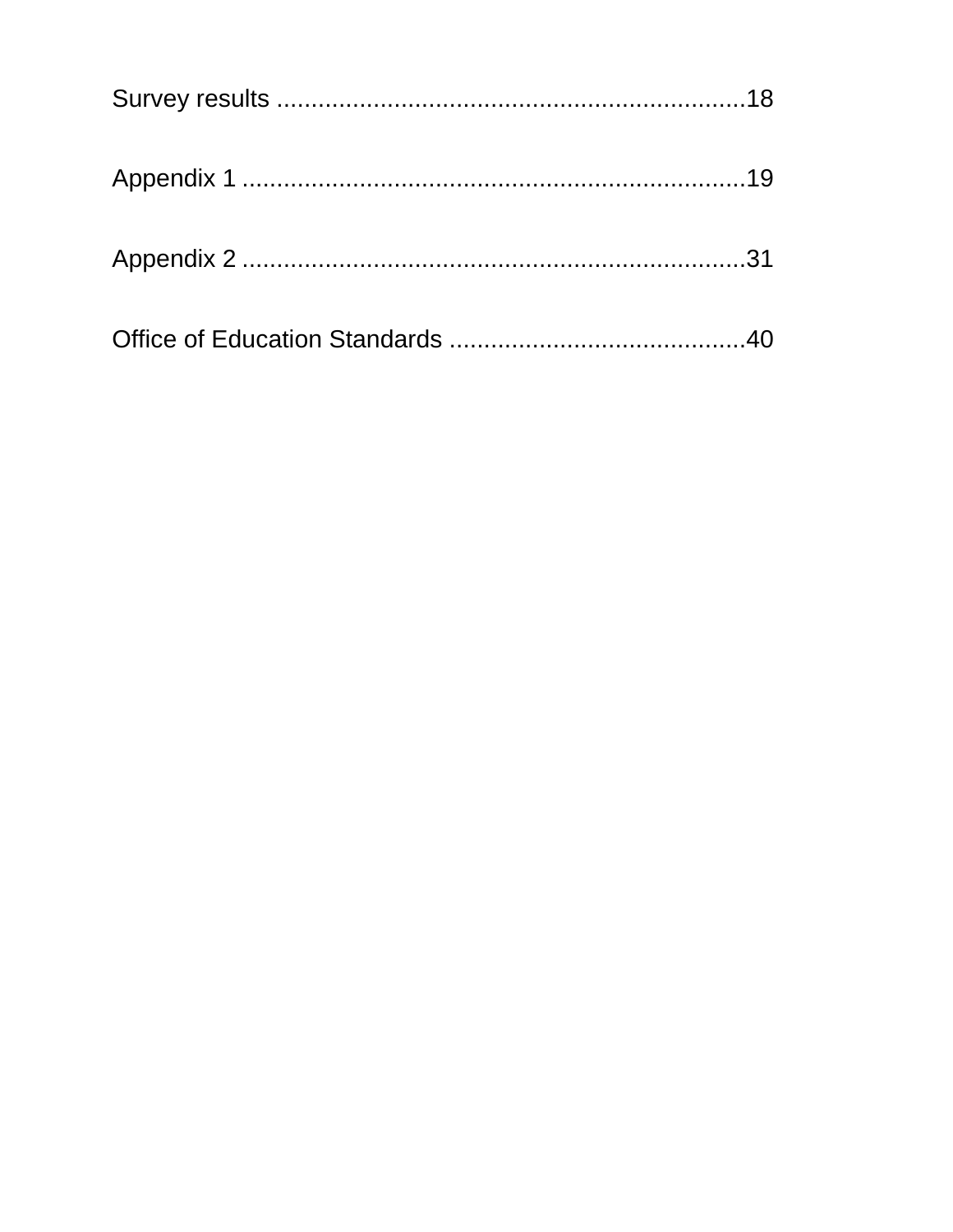Survey results ....................................................................18

Appendix 1 ..........................................................................19

Appendix 2 ..........................................................................31

Office of Education Standards ...........................................40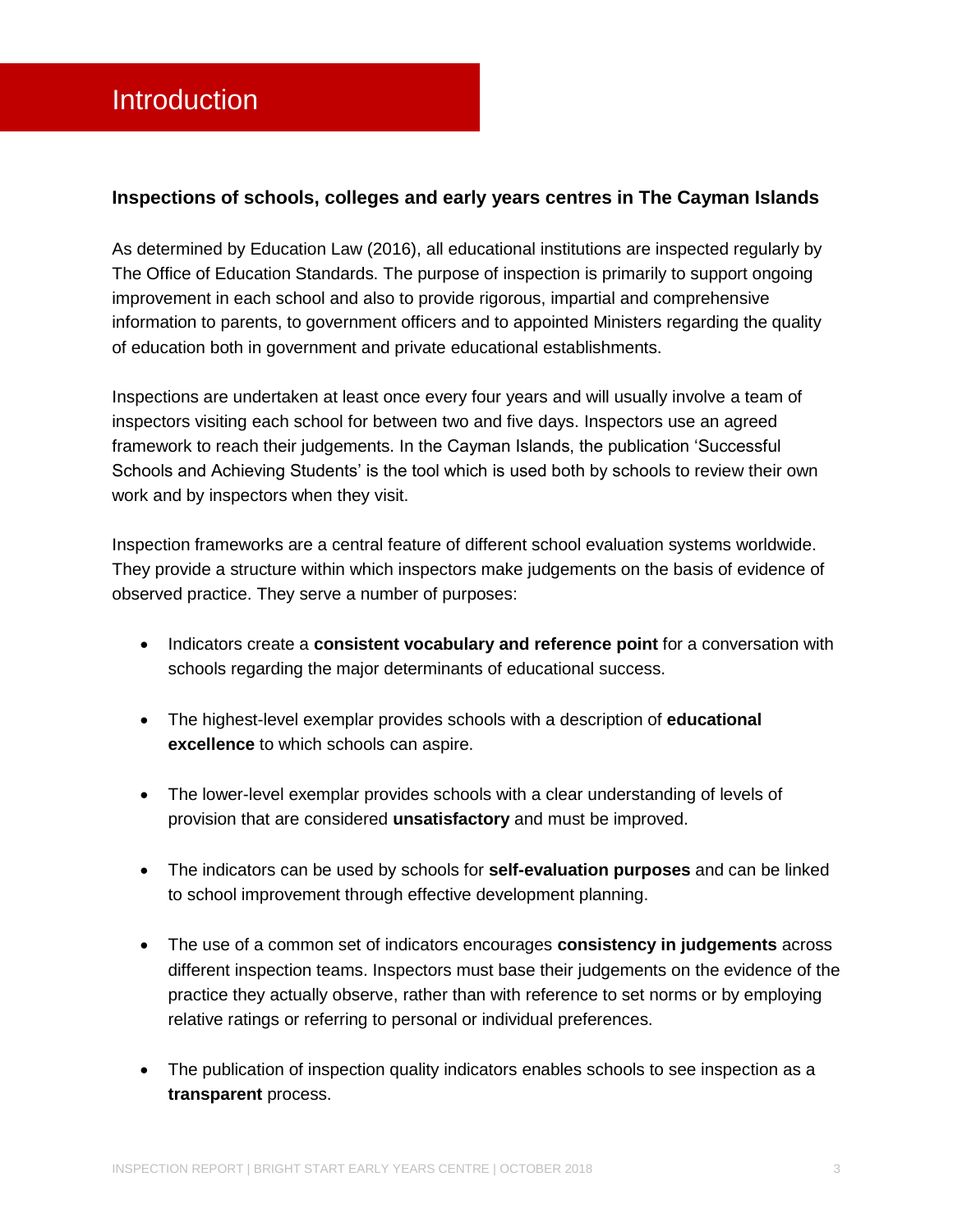# Introduction

### Inspections of schools, colleges and early years centres in The Cayman Islands

As determined by Education Law (2016), all educational institutions are inspected regularly by The Office of Education Standards. The purpose of inspection is primarily to support ongoing improvement in each school and also to provide rigorous, impartial and comprehensive information to parents, to government officers and to appointed Ministers regarding the quality of education both in government and private educational establishments.

Inspections are undertaken at least once every four years and will usually involve a team of inspectors visiting each school for between two and five days. Inspectors use an agreed framework to reach their judgements. In the Cayman Islands, the publication 'Successful Schools and Achieving Students' is the tool which is used both by schools to review their own work and by inspectors when they visit.

Inspection frameworks are a central feature of different school evaluation systems worldwide. They provide a structure within which inspectors make judgements on the basis of evidence of observed practice. They serve a number of purposes:

- Indicators create a **consistent vocabulary and reference point** for a conversation with schools regarding the major determinants of educational success.

- The highest-level exemplar provides schools with a description of **educational excellence** to which schools can aspire.

- The lower-level exemplar provides schools with a clear understanding of levels of provision that are considered **unsatisfactory** and must be improved.

- The indicators can be used by schools for **self-evaluation purposes** and can be linked to school improvement through effective development planning.

- The use of a common set of indicators encourages **consistency in judgements** across different inspection teams. Inspectors must base their judgements on the evidence of the practice they actually observe, rather than with reference to set norms or by employing relative ratings or referring to personal or individual preferences.

- The publication of inspection quality indicators enables schools to see inspection as a **transparent** process.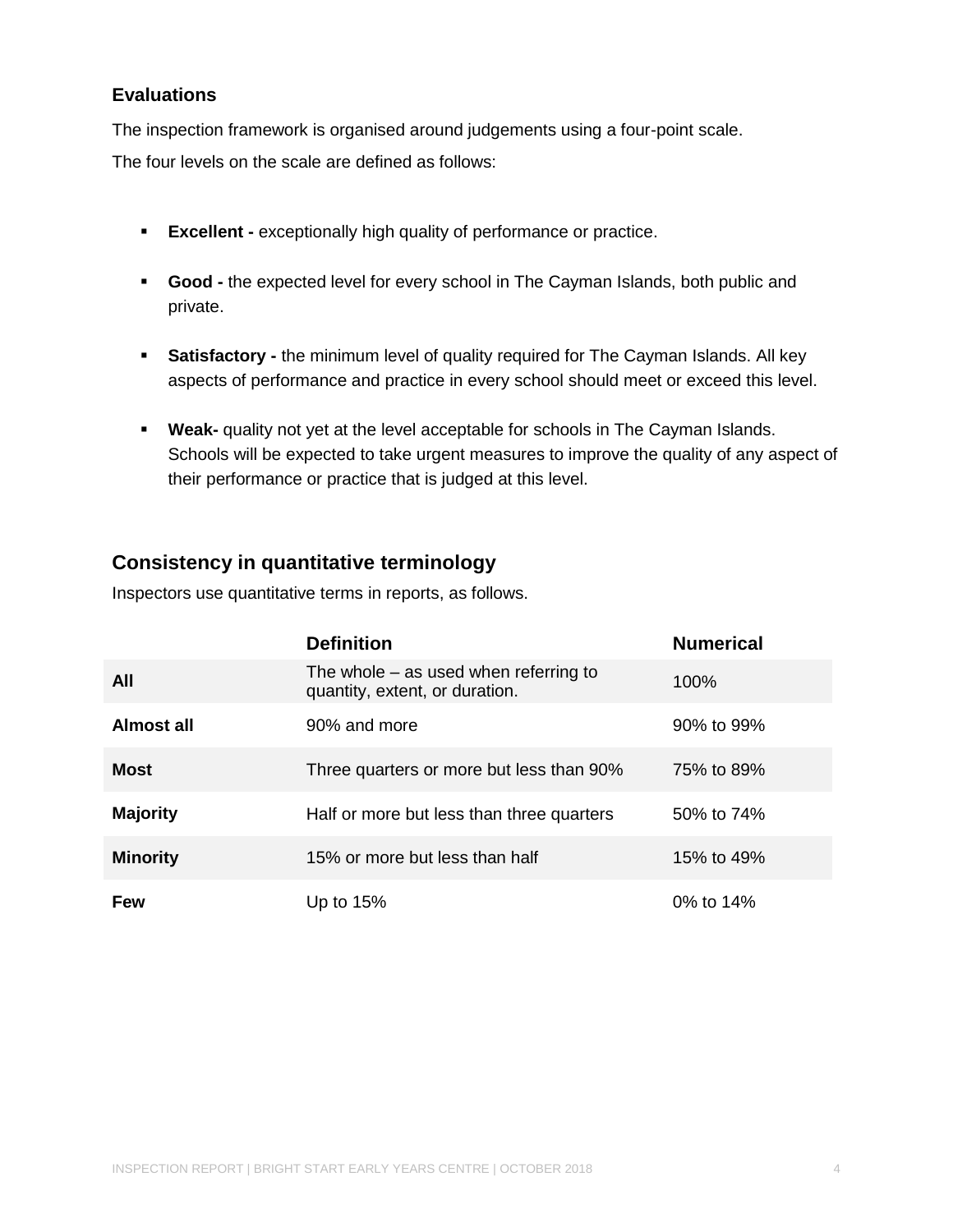### Evaluations

The inspection framework is organised around judgements using a four-point scale.

The four levels on the scale are defined as follows:

- **Excellent -** exceptionally high quality of performance or practice.
- **Good -** the expected level for every school in The Cayman Islands, both public and private.
- **Satisfactory -** the minimum level of quality required for The Cayman Islands. All key aspects of performance and practice in every school should meet or exceed this level.
- **Weak-** quality not yet at the level acceptable for schools in The Cayman Islands. Schools will be expected to take urgent measures to improve the quality of any aspect of their performance or practice that is judged at this level.

## Consistency in quantitative terminology

Inspectors use quantitative terms in reports, as follows.

| | Definition | Numerical |
|---|---|---|
| **All** | The whole – as used when referring to quantity, extent, or duration. | 100% |
| **Almost all** | 90% and more | 90% to 99% |
| **Most** | Three quarters or more but less than 90% | 75% to 89% |
| **Majority** | Half or more but less than three quarters | 50% to 74% |
| **Minority** | 15% or more but less than half | 15% to 49% |
| **Few** | Up to 15% | 0% to 14% |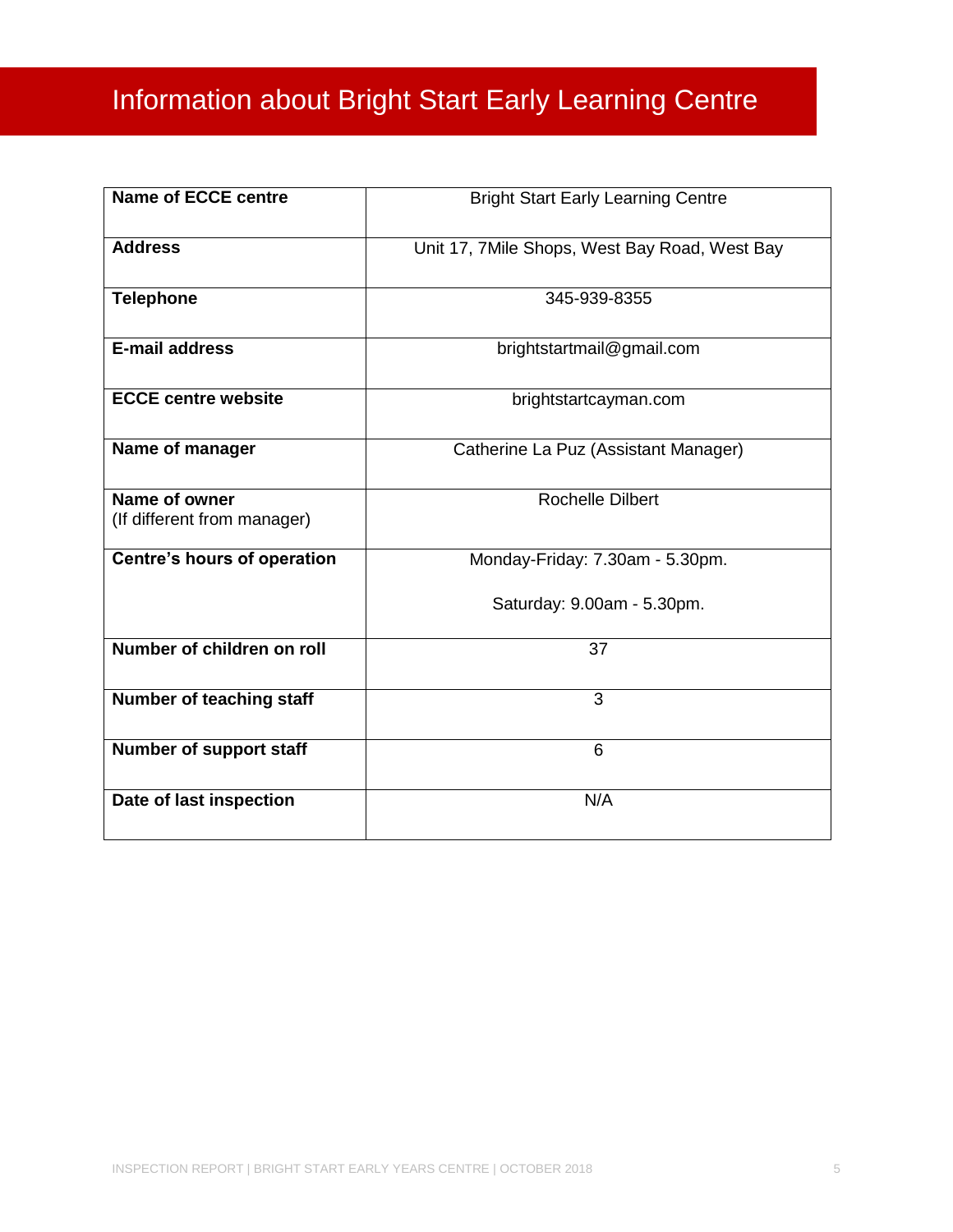# Information about Bright Start Early Learning Centre

| | |
|---|---|
| **Name of ECCE centre** | Bright Start Early Learning Centre |
| **Address** | Unit 17, 7Mile Shops, West Bay Road, West Bay |
| **Telephone** | 345-939-8355 |
| **E-mail address** | brightstartmail@gmail.com |
| **ECCE centre website** | brightstartcayman.com |
| **Name of manager** | Catherine La Puz (Assistant Manager) |
| **Name of owner** (If different from manager) | Rochelle Dilbert |
| **Centre's hours of operation** | Monday-Friday: 7.30am - 5.30pm.<br><br>Saturday: 9.00am - 5.30pm. |
| **Number of children on roll** | 37 |
| **Number of teaching staff** | 3 |
| **Number of support staff** | 6 |
| **Date of last inspection** | N/A |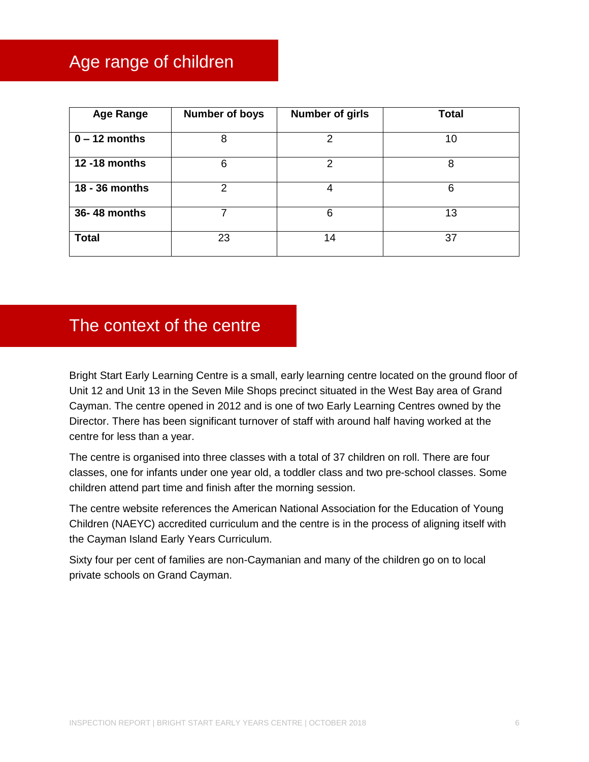## Age range of children

| Age Range | Number of boys | Number of girls | Total |
|---|---|---|---|
| **0 – 12 months** | 8 | 2 | 10 |
| **12 -18 months** | 6 | 2 | 8 |
| **18 - 36 months** | 2 | 4 | 6 |
| **36- 48 months** | 7 | 6 | 13 |
| **Total** | 23 | 14 | 37 |

## The context of the centre

Bright Start Early Learning Centre is a small, early learning centre located on the ground floor of Unit 12 and Unit 13 in the Seven Mile Shops precinct situated in the West Bay area of Grand Cayman. The centre opened in 2012 and is one of two Early Learning Centres owned by the Director. There has been significant turnover of staff with around half having worked at the centre for less than a year.

The centre is organised into three classes with a total of 37 children on roll. There are four classes, one for infants under one year old, a toddler class and two pre-school classes. Some children attend part time and finish after the morning session.

The centre website references the American National Association for the Education of Young Children (NAEYC) accredited curriculum and the centre is in the process of aligning itself with the Cayman Island Early Years Curriculum.

Sixty four per cent of families are non-Caymanian and many of the children go on to local private schools on Grand Cayman.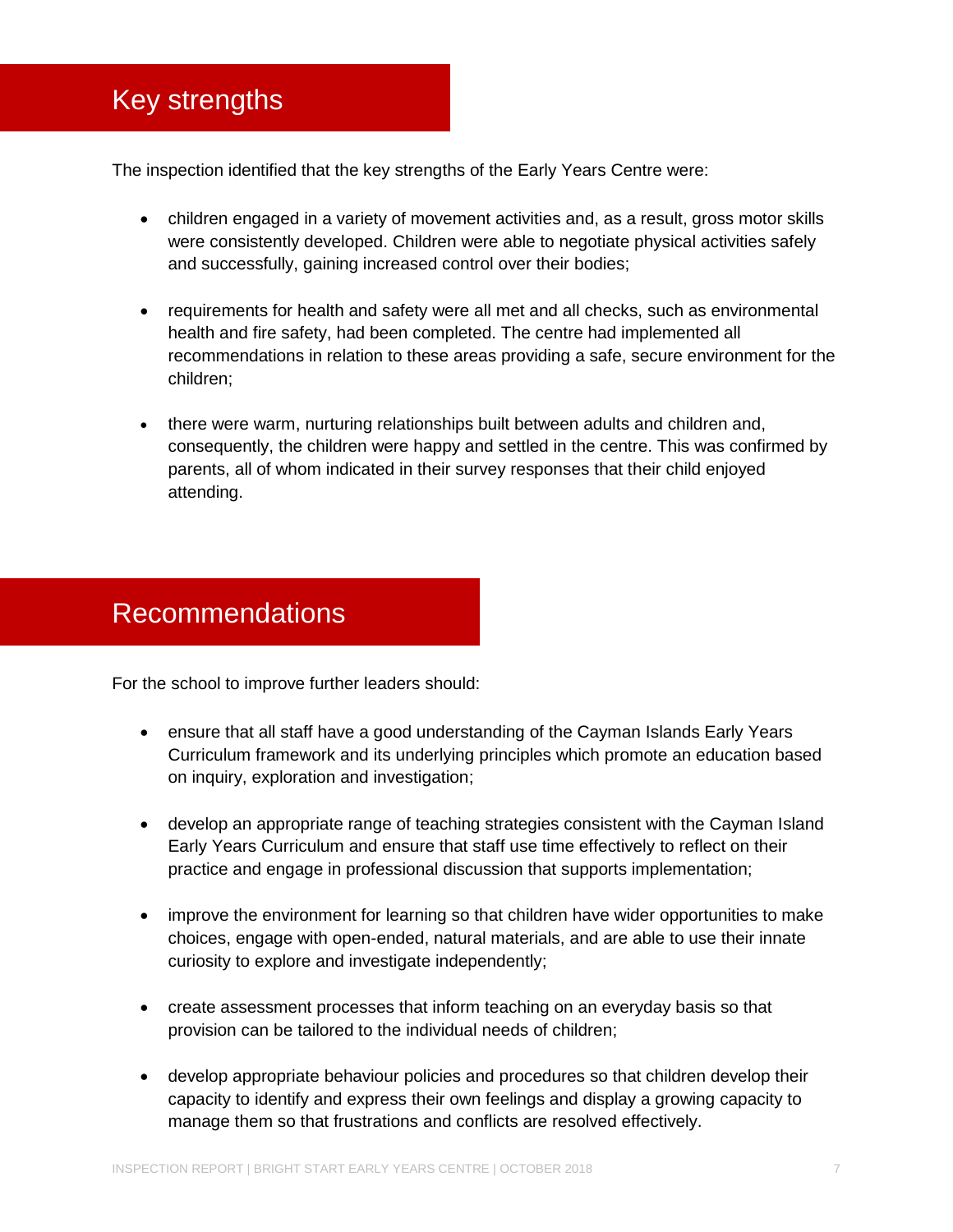## Key strengths

The inspection identified that the key strengths of the Early Years Centre were:

- children engaged in a variety of movement activities and, as a result, gross motor skills were consistently developed. Children were able to negotiate physical activities safely and successfully, gaining increased control over their bodies;

- requirements for health and safety were all met and all checks, such as environmental health and fire safety, had been completed. The centre had implemented all recommendations in relation to these areas providing a safe, secure environment for the children;

- there were warm, nurturing relationships built between adults and children and, consequently, the children were happy and settled in the centre. This was confirmed by parents, all of whom indicated in their survey responses that their child enjoyed attending.

## Recommendations

For the school to improve further leaders should:

- ensure that all staff have a good understanding of the Cayman Islands Early Years Curriculum framework and its underlying principles which promote an education based on inquiry, exploration and investigation;

- develop an appropriate range of teaching strategies consistent with the Cayman Island Early Years Curriculum and ensure that staff use time effectively to reflect on their practice and engage in professional discussion that supports implementation;

- improve the environment for learning so that children have wider opportunities to make choices, engage with open-ended, natural materials, and are able to use their innate curiosity to explore and investigate independently;

- create assessment processes that inform teaching on an everyday basis so that provision can be tailored to the individual needs of children;

- develop appropriate behaviour policies and procedures so that children develop their capacity to identify and express their own feelings and display a growing capacity to manage them so that frustrations and conflicts are resolved effectively.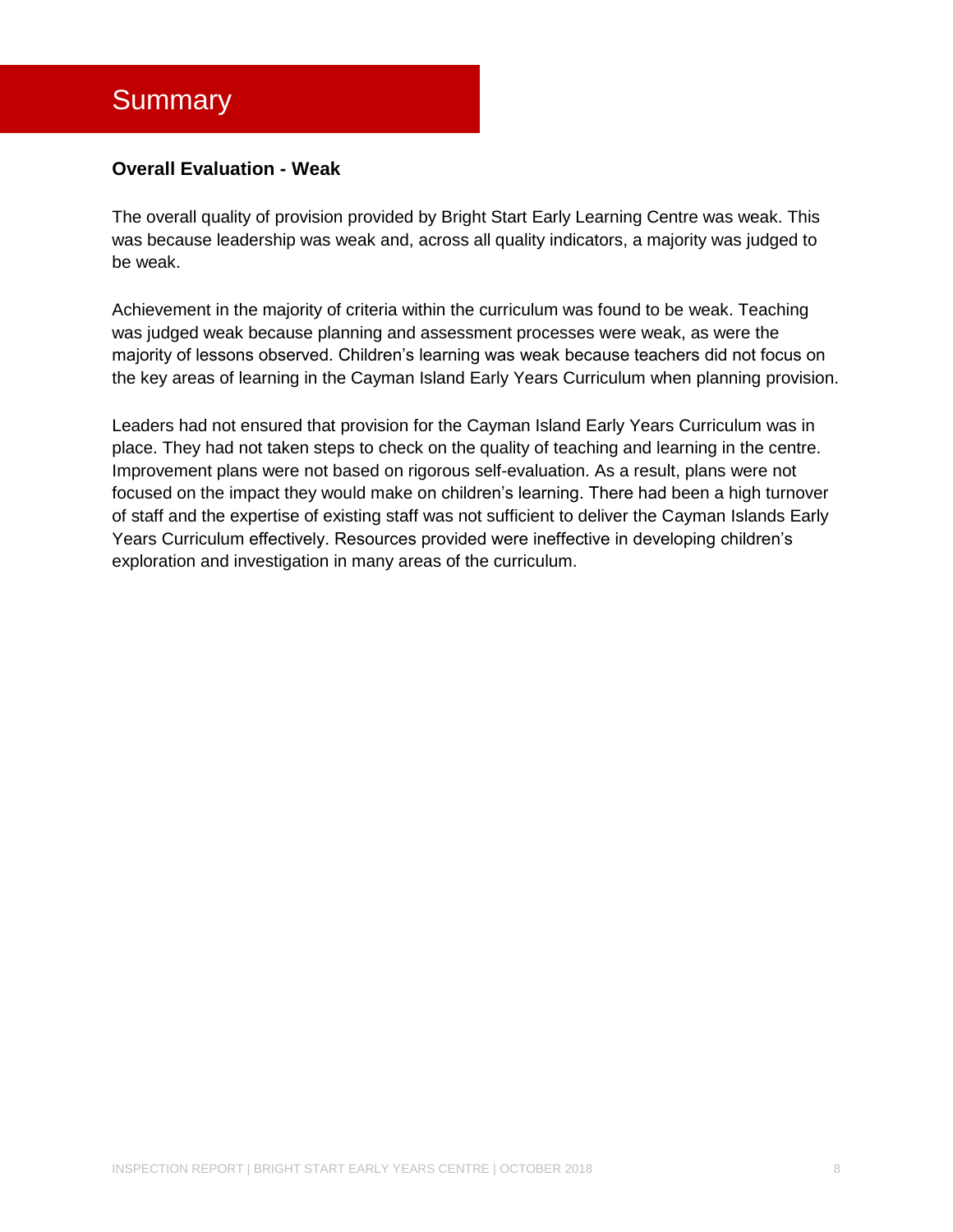# Summary

**Overall Evaluation - Weak**

The overall quality of provision provided by Bright Start Early Learning Centre was weak. This was because leadership was weak and, across all quality indicators, a majority was judged to be weak.

Achievement in the majority of criteria within the curriculum was found to be weak. Teaching was judged weak because planning and assessment processes were weak, as were the majority of lessons observed. Children's learning was weak because teachers did not focus on the key areas of learning in the Cayman Island Early Years Curriculum when planning provision.

Leaders had not ensured that provision for the Cayman Island Early Years Curriculum was in place. They had not taken steps to check on the quality of teaching and learning in the centre. Improvement plans were not based on rigorous self-evaluation. As a result, plans were not focused on the impact they would make on children's learning. There had been a high turnover of staff and the expertise of existing staff was not sufficient to deliver the Cayman Islands Early Years Curriculum effectively. Resources provided were ineffective in developing children's exploration and investigation in many areas of the curriculum.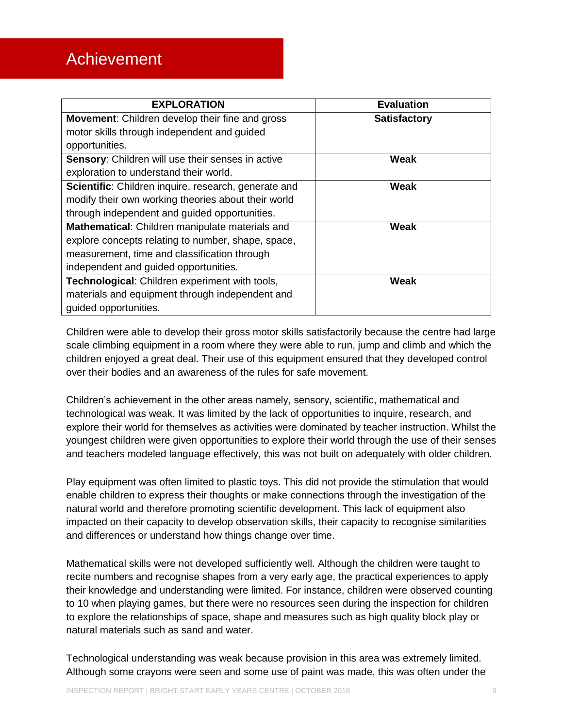# Achievement

| EXPLORATION | Evaluation |
|---|---|
| **Movement**: Children develop their fine and gross motor skills through independent and guided opportunities. | **Satisfactory** |
| **Sensory**: Children will use their senses in active exploration to understand their world. | **Weak** |
| **Scientific**: Children inquire, research, generate and modify their own working theories about their world through independent and guided opportunities. | **Weak** |
| **Mathematical**: Children manipulate materials and explore concepts relating to number, shape, space, measurement, time and classification through independent and guided opportunities. | **Weak** |
| **Technological**: Children experiment with tools, materials and equipment through independent and guided opportunities. | **Weak** |

Children were able to develop their gross motor skills satisfactorily because the centre had large scale climbing equipment in a room where they were able to run, jump and climb and which the children enjoyed a great deal. Their use of this equipment ensured that they developed control over their bodies and an awareness of the rules for safe movement.

Children's achievement in the other areas namely, sensory, scientific, mathematical and technological was weak. It was limited by the lack of opportunities to inquire, research, and explore their world for themselves as activities were dominated by teacher instruction. Whilst the youngest children were given opportunities to explore their world through the use of their senses and teachers modeled language effectively, this was not built on adequately with older children.

Play equipment was often limited to plastic toys. This did not provide the stimulation that would enable children to express their thoughts or make connections through the investigation of the natural world and therefore promoting scientific development. This lack of equipment also impacted on their capacity to develop observation skills, their capacity to recognise similarities and differences or understand how things change over time.

Mathematical skills were not developed sufficiently well. Although the children were taught to recite numbers and recognise shapes from a very early age, the practical experiences to apply their knowledge and understanding were limited. For instance, children were observed counting to 10 when playing games, but there were no resources seen during the inspection for children to explore the relationships of space, shape and measures such as high quality block play or natural materials such as sand and water.

Technological understanding was weak because provision in this area was extremely limited. Although some crayons were seen and some use of paint was made, this was often under the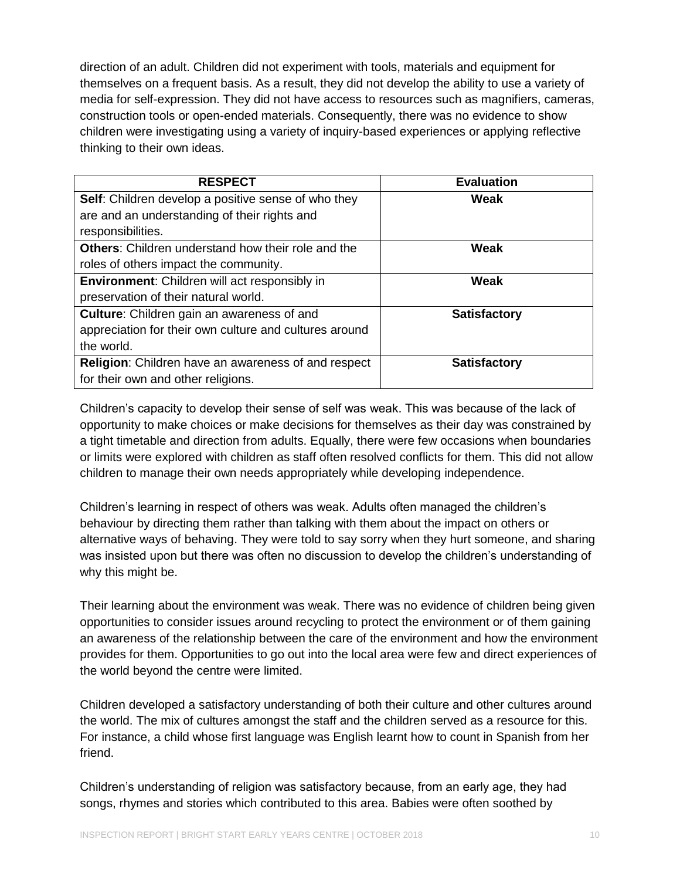direction of an adult. Children did not experiment with tools, materials and equipment for themselves on a frequent basis. As a result, they did not develop the ability to use a variety of media for self-expression. They did not have access to resources such as magnifiers, cameras, construction tools or open-ended materials. Consequently, there was no evidence to show children were investigating using a variety of inquiry-based experiences or applying reflective thinking to their own ideas.

| RESPECT | Evaluation |
|---|---|
| **Self**: Children develop a positive sense of who they are and an understanding of their rights and responsibilities. | **Weak** |
| **Others**: Children understand how their role and the roles of others impact the community. | **Weak** |
| **Environment**: Children will act responsibly in preservation of their natural world. | **Weak** |
| **Culture**: Children gain an awareness of and appreciation for their own culture and cultures around the world. | **Satisfactory** |
| **Religion**: Children have an awareness of and respect for their own and other religions. | **Satisfactory** |

Children's capacity to develop their sense of self was weak. This was because of the lack of opportunity to make choices or make decisions for themselves as their day was constrained by a tight timetable and direction from adults. Equally, there were few occasions when boundaries or limits were explored with children as staff often resolved conflicts for them. This did not allow children to manage their own needs appropriately while developing independence.

Children's learning in respect of others was weak. Adults often managed the children's behaviour by directing them rather than talking with them about the impact on others or alternative ways of behaving. They were told to say sorry when they hurt someone, and sharing was insisted upon but there was often no discussion to develop the children's understanding of why this might be.

Their learning about the environment was weak. There was no evidence of children being given opportunities to consider issues around recycling to protect the environment or of them gaining an awareness of the relationship between the care of the environment and how the environment provides for them. Opportunities to go out into the local area were few and direct experiences of the world beyond the centre were limited.

Children developed a satisfactory understanding of both their culture and other cultures around the world. The mix of cultures amongst the staff and the children served as a resource for this. For instance, a child whose first language was English learnt how to count in Spanish from her friend.

Children's understanding of religion was satisfactory because, from an early age, they had songs, rhymes and stories which contributed to this area. Babies were often soothed by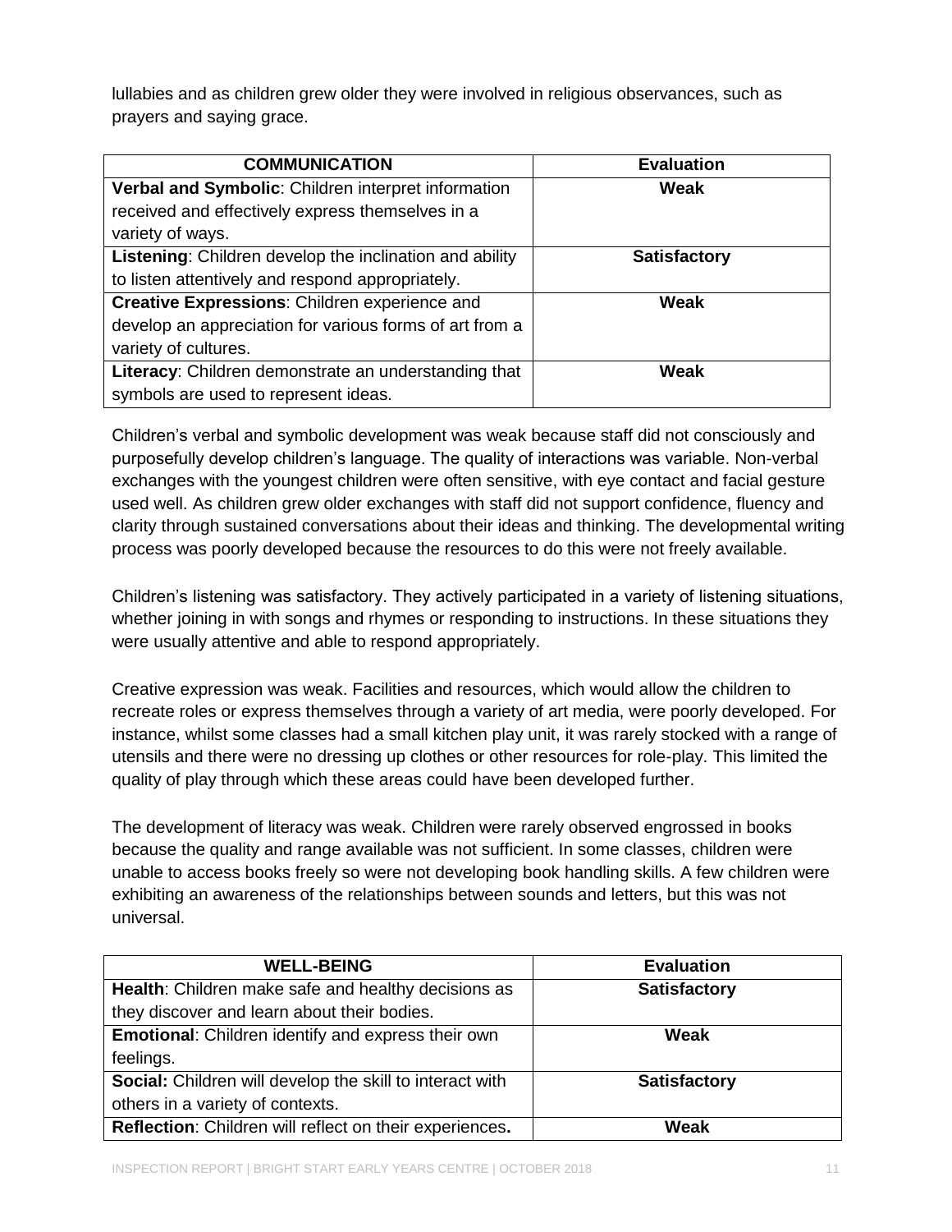lullabies and as children grew older they were involved in religious observances, such as prayers and saying grace.

| COMMUNICATION | Evaluation |
|---|---|
| **Verbal and Symbolic**: Children interpret information received and effectively express themselves in a variety of ways. | **Weak** |
| **Listening**: Children develop the inclination and ability to listen attentively and respond appropriately. | **Satisfactory** |
| **Creative Expressions**: Children experience and develop an appreciation for various forms of art from a variety of cultures. | **Weak** |
| **Literacy**: Children demonstrate an understanding that symbols are used to represent ideas. | **Weak** |

Children's verbal and symbolic development was weak because staff did not consciously and purposefully develop children's language. The quality of interactions was variable. Non-verbal exchanges with the youngest children were often sensitive, with eye contact and facial gesture used well. As children grew older exchanges with staff did not support confidence, fluency and clarity through sustained conversations about their ideas and thinking. The developmental writing process was poorly developed because the resources to do this were not freely available.

Children's listening was satisfactory. They actively participated in a variety of listening situations, whether joining in with songs and rhymes or responding to instructions. In these situations they were usually attentive and able to respond appropriately.

Creative expression was weak. Facilities and resources, which would allow the children to recreate roles or express themselves through a variety of art media, were poorly developed. For instance, whilst some classes had a small kitchen play unit, it was rarely stocked with a range of utensils and there were no dressing up clothes or other resources for role-play. This limited the quality of play through which these areas could have been developed further.

The development of literacy was weak. Children were rarely observed engrossed in books because the quality and range available was not sufficient. In some classes, children were unable to access books freely so were not developing book handling skills. A few children were exhibiting an awareness of the relationships between sounds and letters, but this was not universal.

| WELL-BEING | Evaluation |
|---|---|
| **Health**: Children make safe and healthy decisions as they discover and learn about their bodies. | **Satisfactory** |
| **Emotional**: Children identify and express their own feelings. | **Weak** |
| **Social:** Children will develop the skill to interact with others in a variety of contexts. | **Satisfactory** |
| **Reflection**: Children will reflect on their experiences**.** | **Weak** |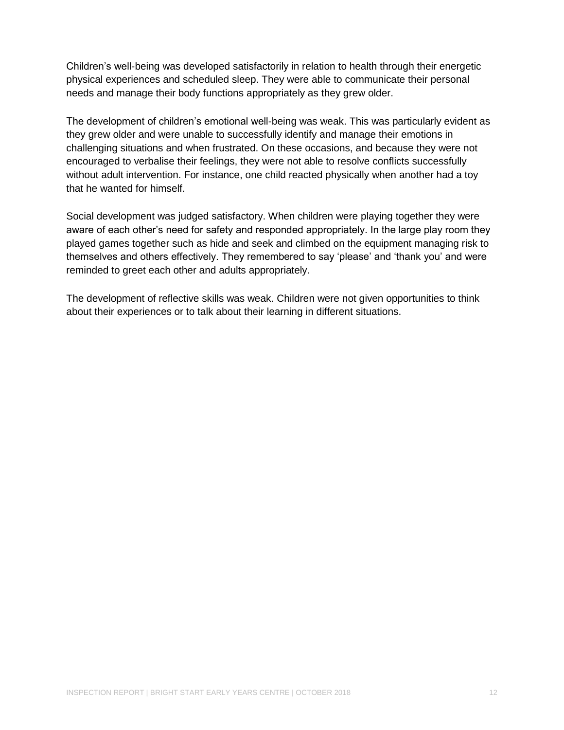Children's well-being was developed satisfactorily in relation to health through their energetic physical experiences and scheduled sleep. They were able to communicate their personal needs and manage their body functions appropriately as they grew older.

The development of children's emotional well-being was weak. This was particularly evident as they grew older and were unable to successfully identify and manage their emotions in challenging situations and when frustrated. On these occasions, and because they were not encouraged to verbalise their feelings, they were not able to resolve conflicts successfully without adult intervention. For instance, one child reacted physically when another had a toy that he wanted for himself.

Social development was judged satisfactory. When children were playing together they were aware of each other's need for safety and responded appropriately. In the large play room they played games together such as hide and seek and climbed on the equipment managing risk to themselves and others effectively. They remembered to say 'please' and 'thank you' and were reminded to greet each other and adults appropriately.

The development of reflective skills was weak. Children were not given opportunities to think about their experiences or to talk about their learning in different situations.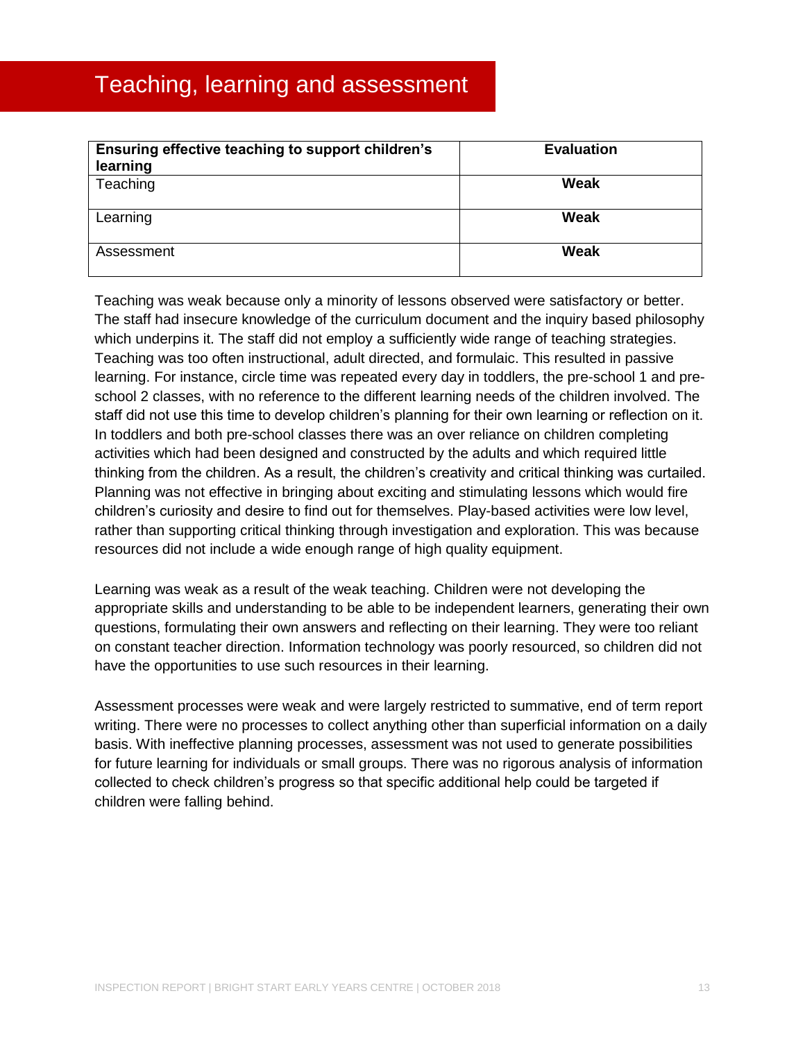# Teaching, learning and assessment

| Ensuring effective teaching to support children's learning | Evaluation |
| --- | --- |
| Teaching | **Weak** |
| Learning | **Weak** |
| Assessment | **Weak** |

Teaching was weak because only a minority of lessons observed were satisfactory or better. The staff had insecure knowledge of the curriculum document and the inquiry based philosophy which underpins it. The staff did not employ a sufficiently wide range of teaching strategies. Teaching was too often instructional, adult directed, and formulaic. This resulted in passive learning. For instance, circle time was repeated every day in toddlers, the pre-school 1 and pre-school 2 classes, with no reference to the different learning needs of the children involved. The staff did not use this time to develop children's planning for their own learning or reflection on it. In toddlers and both pre-school classes there was an over reliance on children completing activities which had been designed and constructed by the adults and which required little thinking from the children. As a result, the children's creativity and critical thinking was curtailed. Planning was not effective in bringing about exciting and stimulating lessons which would fire children's curiosity and desire to find out for themselves. Play-based activities were low level, rather than supporting critical thinking through investigation and exploration. This was because resources did not include a wide enough range of high quality equipment.

Learning was weak as a result of the weak teaching. Children were not developing the appropriate skills and understanding to be able to be independent learners, generating their own questions, formulating their own answers and reflecting on their learning. They were too reliant on constant teacher direction. Information technology was poorly resourced, so children did not have the opportunities to use such resources in their learning.

Assessment processes were weak and were largely restricted to summative, end of term report writing. There were no processes to collect anything other than superficial information on a daily basis. With ineffective planning processes, assessment was not used to generate possibilities for future learning for individuals or small groups. There was no rigorous analysis of information collected to check children's progress so that specific additional help could be targeted if children were falling behind.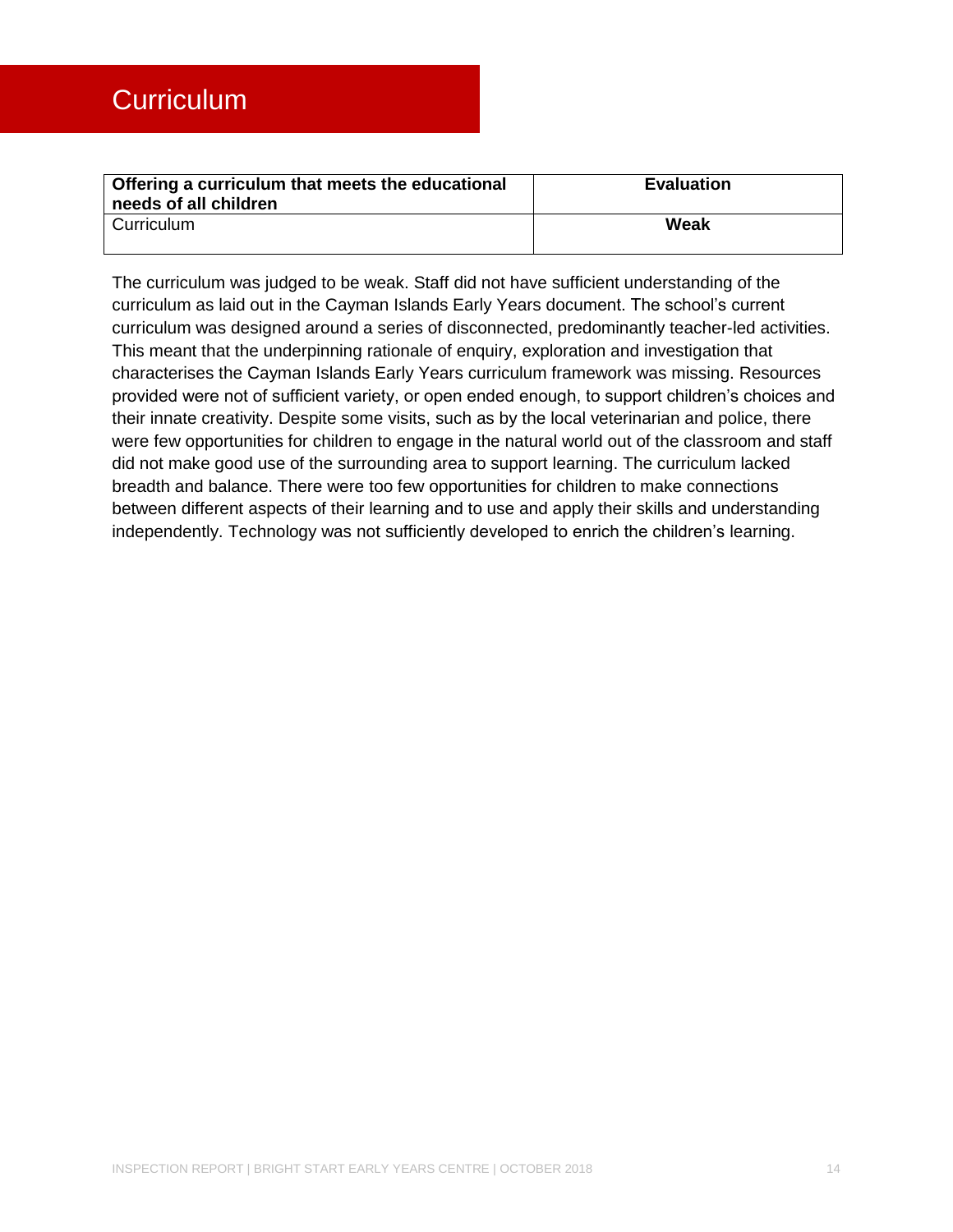# Curriculum

| **Offering a curriculum that meets the educational needs of all children** | **Evaluation** |
|---|---|
| Curriculum | **Weak** |

The curriculum was judged to be weak. Staff did not have sufficient understanding of the curriculum as laid out in the Cayman Islands Early Years document. The school's current curriculum was designed around a series of disconnected, predominantly teacher-led activities. This meant that the underpinning rationale of enquiry, exploration and investigation that characterises the Cayman Islands Early Years curriculum framework was missing. Resources provided were not of sufficient variety, or open ended enough, to support children's choices and their innate creativity. Despite some visits, such as by the local veterinarian and police, there were few opportunities for children to engage in the natural world out of the classroom and staff did not make good use of the surrounding area to support learning. The curriculum lacked breadth and balance. There were too few opportunities for children to make connections between different aspects of their learning and to use and apply their skills and understanding independently. Technology was not sufficiently developed to enrich the children's learning.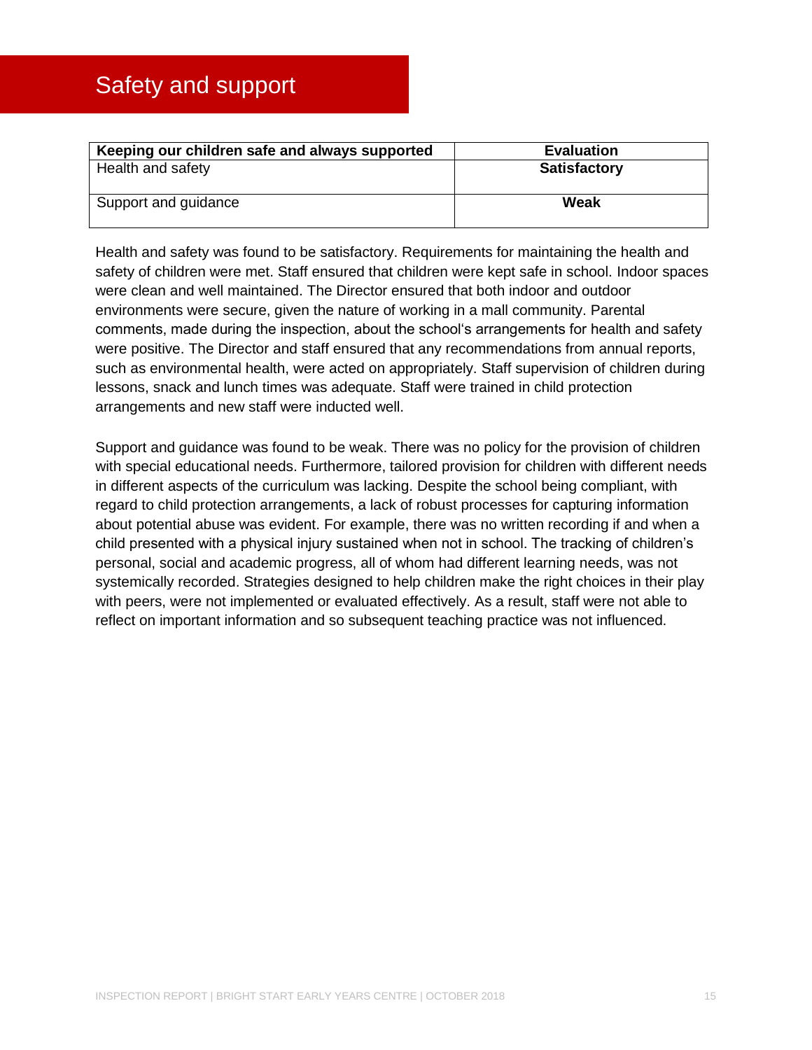# Safety and support

| Keeping our children safe and always supported | Evaluation |
|---|---|
| Health and safety | **Satisfactory** |
| Support and guidance | **Weak** |

Health and safety was found to be satisfactory. Requirements for maintaining the health and safety of children were met. Staff ensured that children were kept safe in school. Indoor spaces were clean and well maintained. The Director ensured that both indoor and outdoor environments were secure, given the nature of working in a mall community. Parental comments, made during the inspection, about the school's arrangements for health and safety were positive. The Director and staff ensured that any recommendations from annual reports, such as environmental health, were acted on appropriately. Staff supervision of children during lessons, snack and lunch times was adequate. Staff were trained in child protection arrangements and new staff were inducted well.

Support and guidance was found to be weak. There was no policy for the provision of children with special educational needs. Furthermore, tailored provision for children with different needs in different aspects of the curriculum was lacking. Despite the school being compliant, with regard to child protection arrangements, a lack of robust processes for capturing information about potential abuse was evident. For example, there was no written recording if and when a child presented with a physical injury sustained when not in school. The tracking of children's personal, social and academic progress, all of whom had different learning needs, was not systemically recorded. Strategies designed to help children make the right choices in their play with peers, were not implemented or evaluated effectively. As a result, staff were not able to reflect on important information and so subsequent teaching practice was not influenced.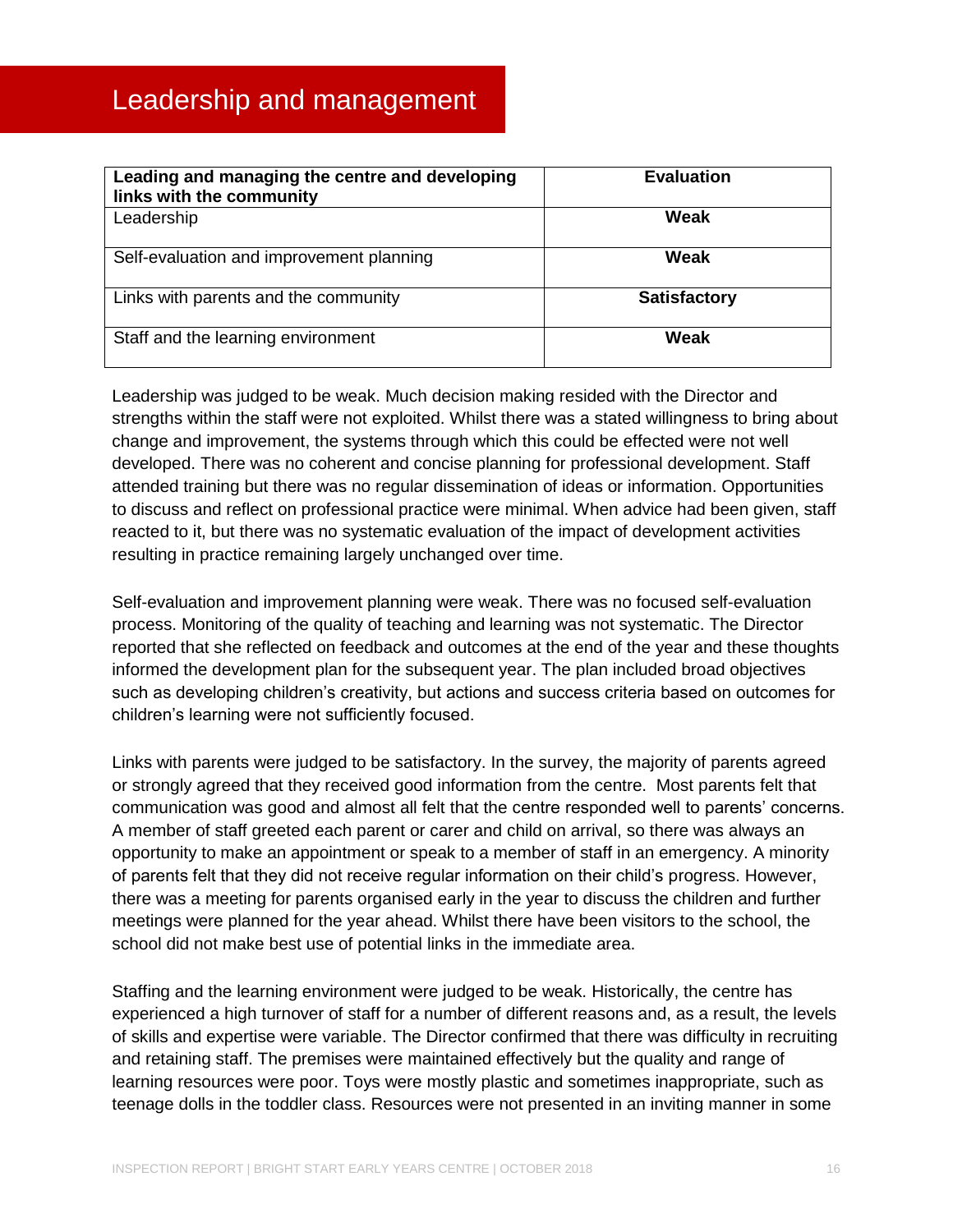# Leadership and management

| Leading and managing the centre and developing links with the community | Evaluation |
|---|---|
| Leadership | **Weak** |
| Self-evaluation and improvement planning | **Weak** |
| Links with parents and the community | **Satisfactory** |
| Staff and the learning environment | **Weak** |

Leadership was judged to be weak. Much decision making resided with the Director and strengths within the staff were not exploited. Whilst there was a stated willingness to bring about change and improvement, the systems through which this could be effected were not well developed. There was no coherent and concise planning for professional development. Staff attended training but there was no regular dissemination of ideas or information. Opportunities to discuss and reflect on professional practice were minimal. When advice had been given, staff reacted to it, but there was no systematic evaluation of the impact of development activities resulting in practice remaining largely unchanged over time.

Self-evaluation and improvement planning were weak. There was no focused self-evaluation process. Monitoring of the quality of teaching and learning was not systematic. The Director reported that she reflected on feedback and outcomes at the end of the year and these thoughts informed the development plan for the subsequent year. The plan included broad objectives such as developing children's creativity, but actions and success criteria based on outcomes for children's learning were not sufficiently focused.

Links with parents were judged to be satisfactory. In the survey, the majority of parents agreed or strongly agreed that they received good information from the centre. Most parents felt that communication was good and almost all felt that the centre responded well to parents' concerns. A member of staff greeted each parent or carer and child on arrival, so there was always an opportunity to make an appointment or speak to a member of staff in an emergency. A minority of parents felt that they did not receive regular information on their child's progress. However, there was a meeting for parents organised early in the year to discuss the children and further meetings were planned for the year ahead. Whilst there have been visitors to the school, the school did not make best use of potential links in the immediate area.

Staffing and the learning environment were judged to be weak. Historically, the centre has experienced a high turnover of staff for a number of different reasons and, as a result, the levels of skills and expertise were variable. The Director confirmed that there was difficulty in recruiting and retaining staff. The premises were maintained effectively but the quality and range of learning resources were poor. Toys were mostly plastic and sometimes inappropriate, such as teenage dolls in the toddler class. Resources were not presented in an inviting manner in some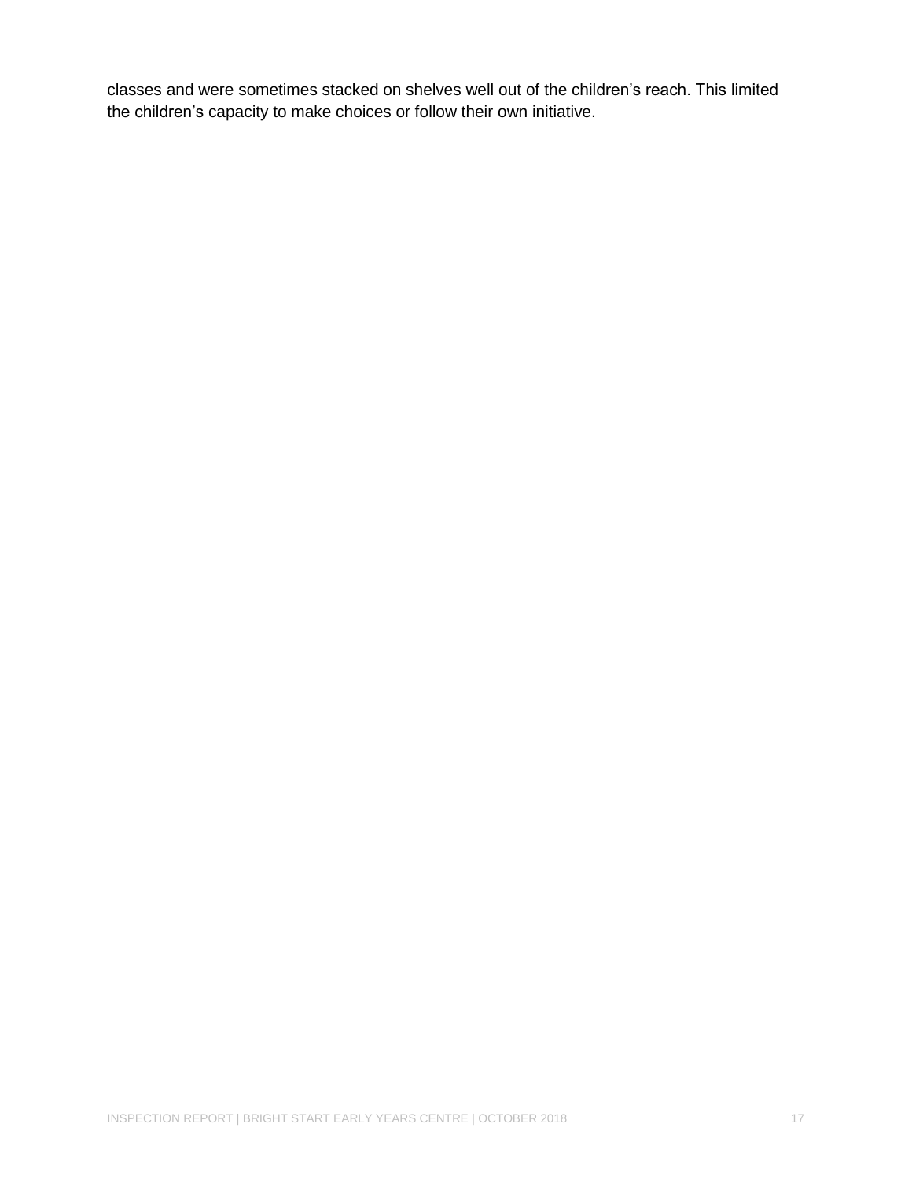classes and were sometimes stacked on shelves well out of the children's reach. This limited the children's capacity to make choices or follow their own initiative.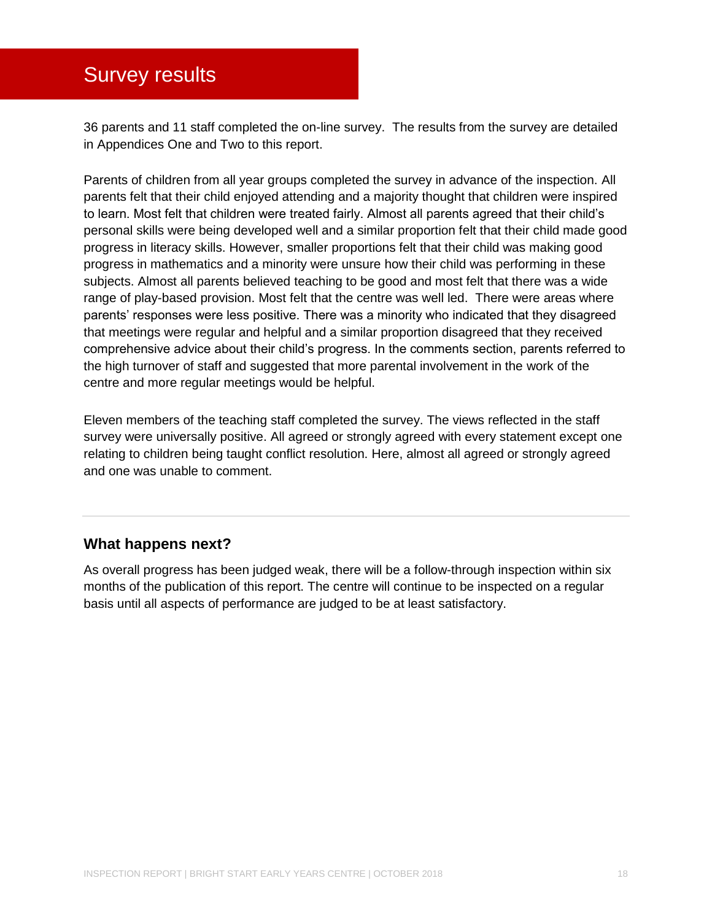# Survey results

36 parents and 11 staff completed the on-line survey. The results from the survey are detailed in Appendices One and Two to this report.

Parents of children from all year groups completed the survey in advance of the inspection. All parents felt that their child enjoyed attending and a majority thought that children were inspired to learn. Most felt that children were treated fairly. Almost all parents agreed that their child's personal skills were being developed well and a similar proportion felt that their child made good progress in literacy skills. However, smaller proportions felt that their child was making good progress in mathematics and a minority were unsure how their child was performing in these subjects. Almost all parents believed teaching to be good and most felt that there was a wide range of play-based provision. Most felt that the centre was well led. There were areas where parents' responses were less positive. There was a minority who indicated that they disagreed that meetings were regular and helpful and a similar proportion disagreed that they received comprehensive advice about their child's progress. In the comments section, parents referred to the high turnover of staff and suggested that more parental involvement in the work of the centre and more regular meetings would be helpful.

Eleven members of the teaching staff completed the survey. The views reflected in the staff survey were universally positive. All agreed or strongly agreed with every statement except one relating to children being taught conflict resolution. Here, almost all agreed or strongly agreed and one was unable to comment.

---

## What happens next?

As overall progress has been judged weak, there will be a follow-through inspection within six months of the publication of this report. The centre will continue to be inspected on a regular basis until all aspects of performance are judged to be at least satisfactory.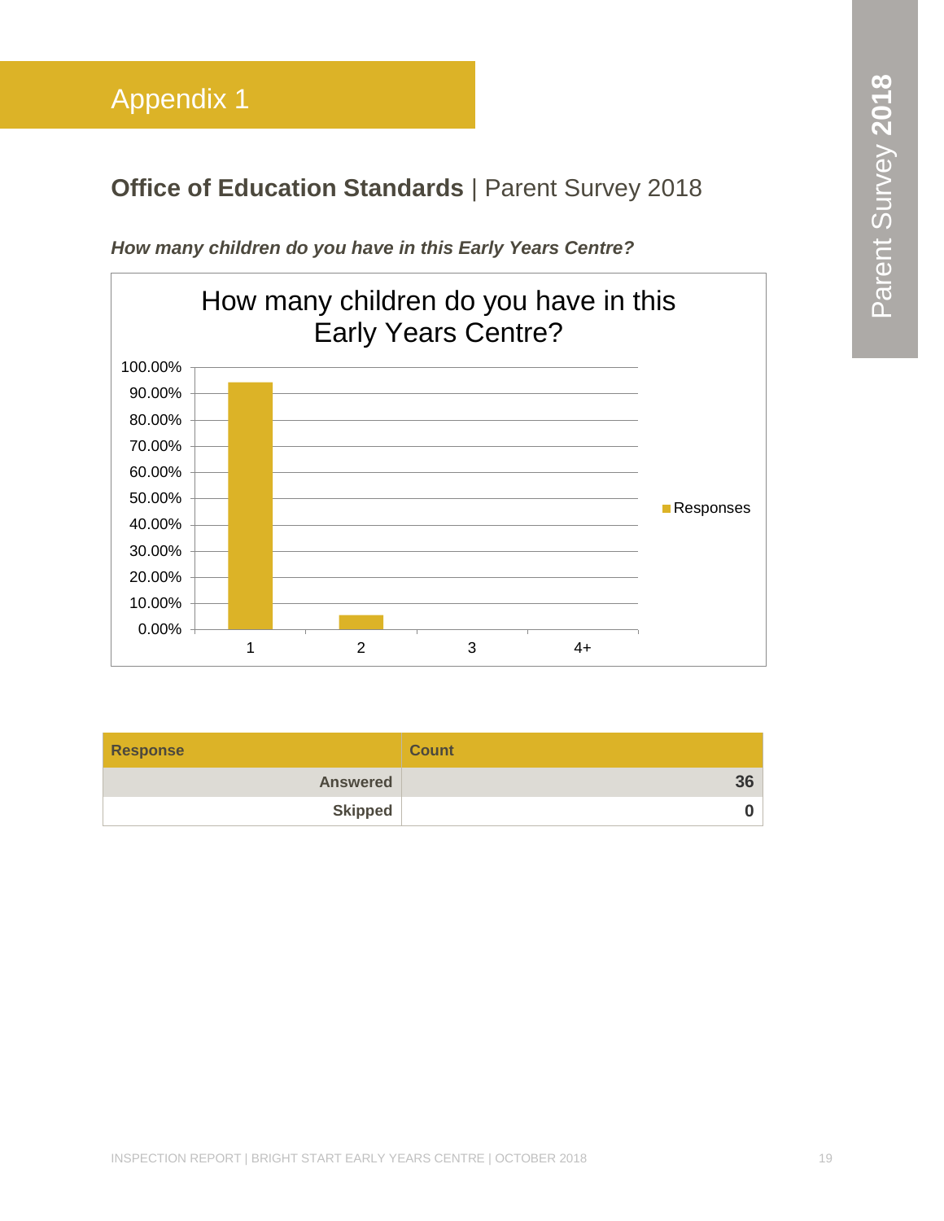# Appendix 1

## **Office of Education Standards** | Parent Survey 2018

***How many children do you have in this Early Years Centre?***

| Response | Count |
|---|---|
| **Answered** | **36** |
| **Skipped** | **0** |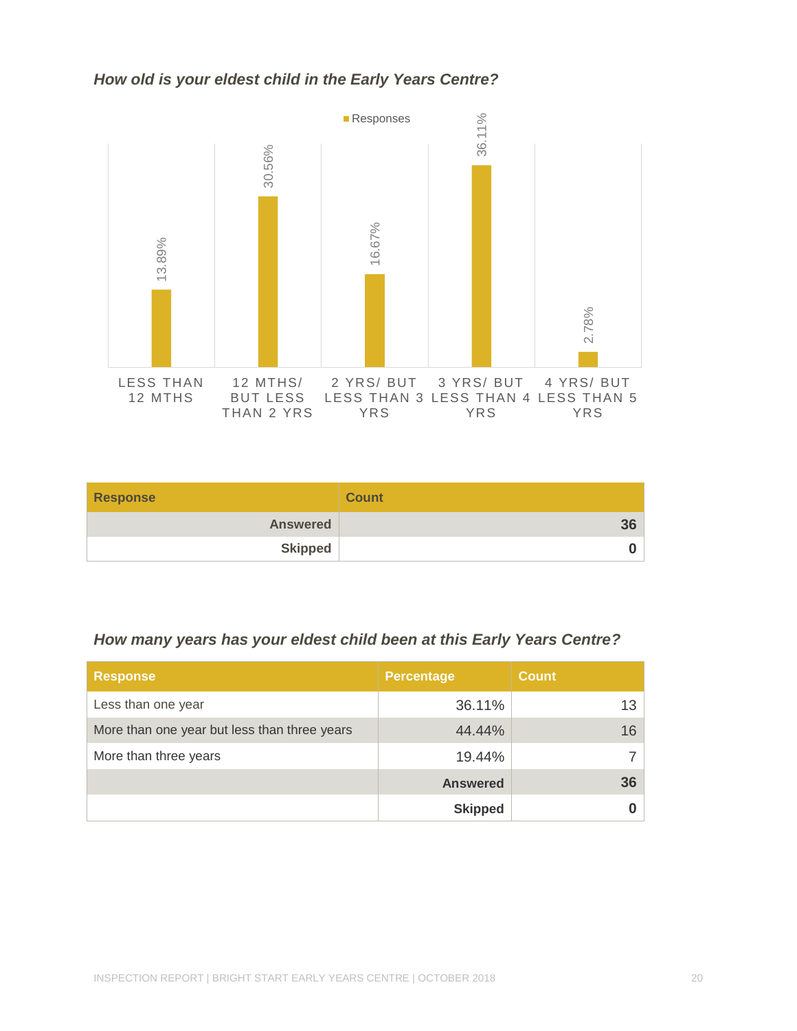***How old is your eldest child in the Early Years Centre?***

| Response | Percentage |
|---|---|
| Less than 12 mths | 13.89% |
| 12 mths/ but less than 2 yrs | 30.56% |
| 2 yrs/ but less than 3 yrs | 16.67% |
| 3 yrs/ but less than 4 yrs | 36.11% |
| 4 yrs/ but less than 5 yrs | 2.78% |

| Response | Count |
|---|---|
| Answered | 36 |
| Skipped | 0 |

***How many years has your eldest child been at this Early Years Centre?***

| Response | Percentage | Count |
|---|---|---|
| Less than one year | 36.11% | 13 |
| More than one year but less than three years | 44.44% | 16 |
| More than three years | 19.44% | 7 |
| | **Answered** | **36** |
| | **Skipped** | **0** |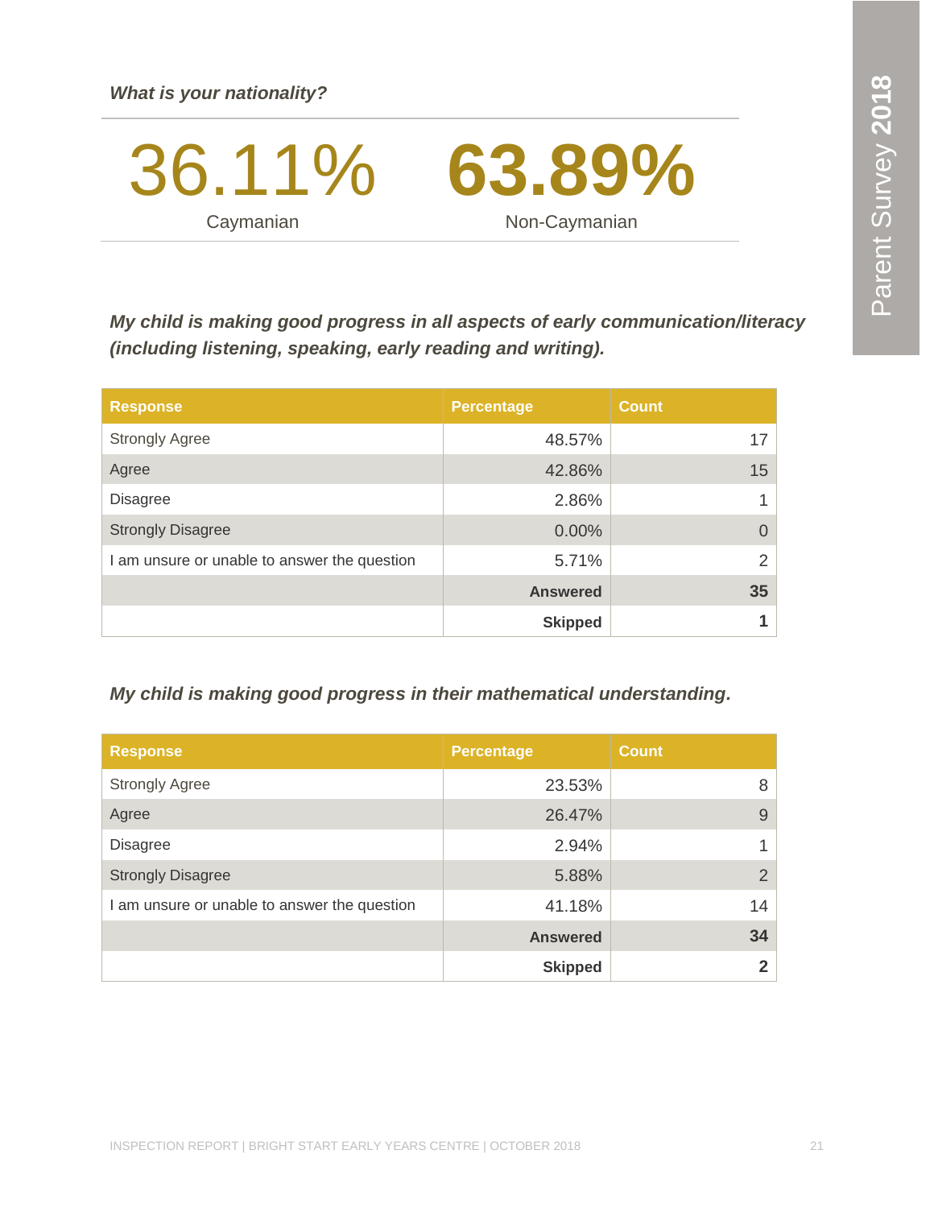*What is your nationality?*

| 36.11% | 63.89% |
|---|---|
| Caymanian | Non-Caymanian |

***My child is making good progress in all aspects of early communication/literacy (including listening, speaking, early reading and writing).***

| Response | Percentage | Count |
|---|---|---|
| Strongly Agree | 48.57% | 17 |
| Agree | 42.86% | 15 |
| Disagree | 2.86% | 1 |
| Strongly Disagree | 0.00% | 0 |
| I am unsure or unable to answer the question | 5.71% | 2 |
| | **Answered** | **35** |
| | **Skipped** | **1** |

***My child is making good progress in their mathematical understanding.***

| Response | Percentage | Count |
|---|---|---|
| Strongly Agree | 23.53% | 8 |
| Agree | 26.47% | 9 |
| Disagree | 2.94% | 1 |
| Strongly Disagree | 5.88% | 2 |
| I am unsure or unable to answer the question | 41.18% | 14 |
| | **Answered** | **34** |
| | **Skipped** | **2** |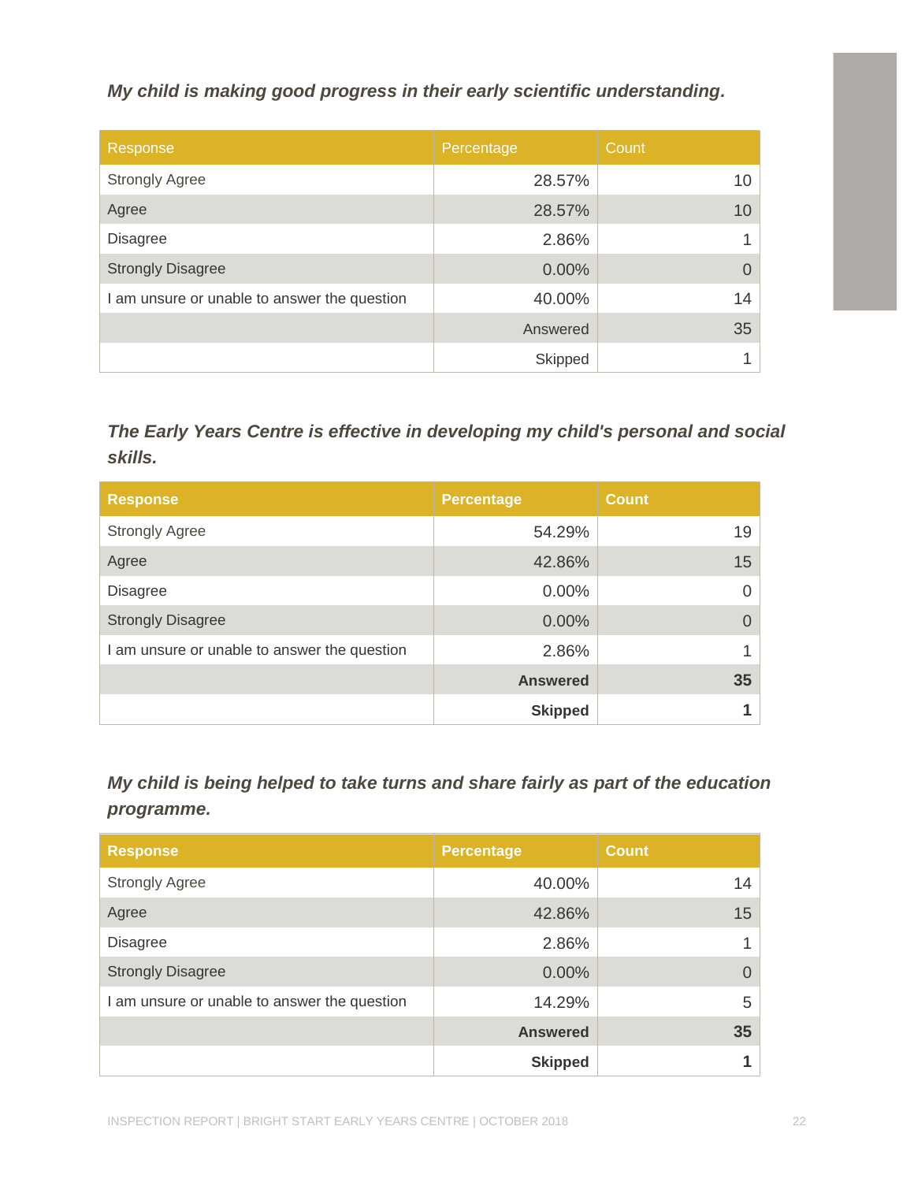***My child is making good progress in their early scientific understanding.***

| Response | Percentage | Count |
|---|---|---|
| Strongly Agree | 28.57% | 10 |
| Agree | 28.57% | 10 |
| Disagree | 2.86% | 1 |
| Strongly Disagree | 0.00% | 0 |
| I am unsure or unable to answer the question | 40.00% | 14 |
| | Answered | 35 |
| | Skipped | 1 |

***The Early Years Centre is effective in developing my child's personal and social skills.***

| Response | Percentage | Count |
|---|---|---|
| Strongly Agree | 54.29% | 19 |
| Agree | 42.86% | 15 |
| Disagree | 0.00% | 0 |
| Strongly Disagree | 0.00% | 0 |
| I am unsure or unable to answer the question | 2.86% | 1 |
| | **Answered** | **35** |
| | **Skipped** | **1** |

***My child is being helped to take turns and share fairly as part of the education programme.***

| Response | Percentage | Count |
|---|---|---|
| Strongly Agree | 40.00% | 14 |
| Agree | 42.86% | 15 |
| Disagree | 2.86% | 1 |
| Strongly Disagree | 0.00% | 0 |
| I am unsure or unable to answer the question | 14.29% | 5 |
| | **Answered** | **35** |
| | **Skipped** | **1** |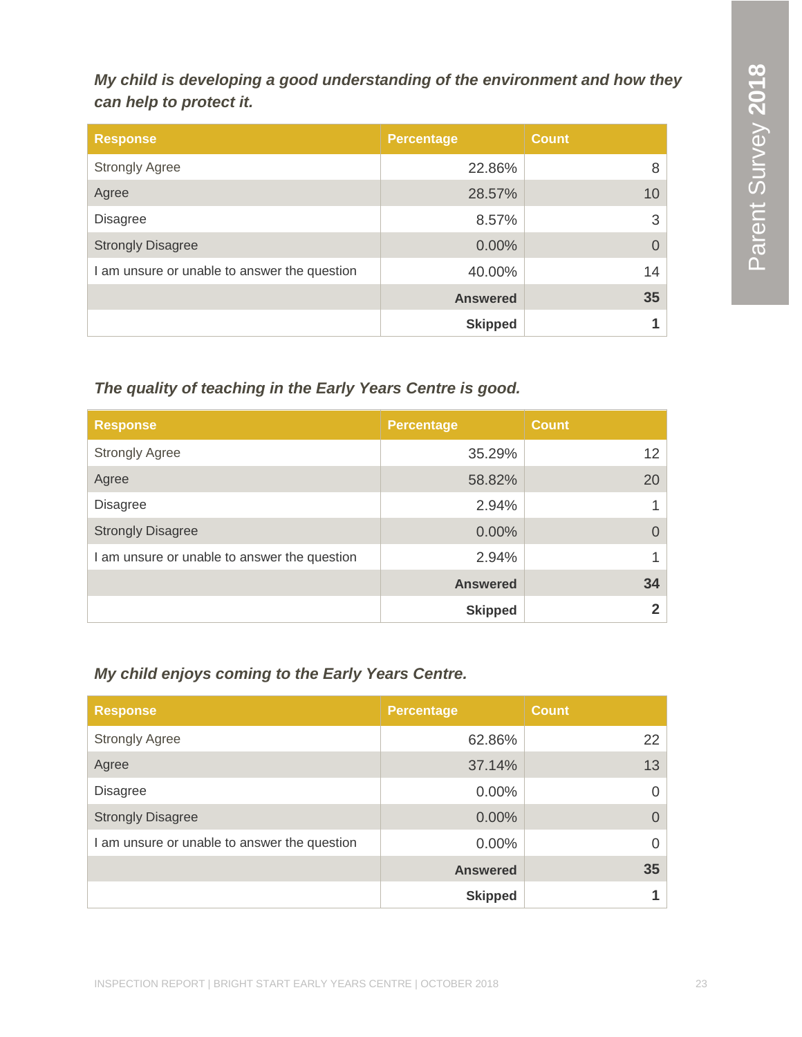***My child is developing a good understanding of the environment and how they can help to protect it.***

| Response | Percentage | Count |
|---|---|---|
| Strongly Agree | 22.86% | 8 |
| Agree | 28.57% | 10 |
| Disagree | 8.57% | 3 |
| Strongly Disagree | 0.00% | 0 |
| I am unsure or unable to answer the question | 40.00% | 14 |
| | **Answered** | **35** |
| | **Skipped** | **1** |

***The quality of teaching in the Early Years Centre is good.***

| Response | Percentage | Count |
|---|---|---|
| Strongly Agree | 35.29% | 12 |
| Agree | 58.82% | 20 |
| Disagree | 2.94% | 1 |
| Strongly Disagree | 0.00% | 0 |
| I am unsure or unable to answer the question | 2.94% | 1 |
| | **Answered** | **34** |
| | **Skipped** | **2** |

***My child enjoys coming to the Early Years Centre.***

| Response | Percentage | Count |
|---|---|---|
| Strongly Agree | 62.86% | 22 |
| Agree | 37.14% | 13 |
| Disagree | 0.00% | 0 |
| Strongly Disagree | 0.00% | 0 |
| I am unsure or unable to answer the question | 0.00% | 0 |
| | **Answered** | **35** |
| | **Skipped** | **1** |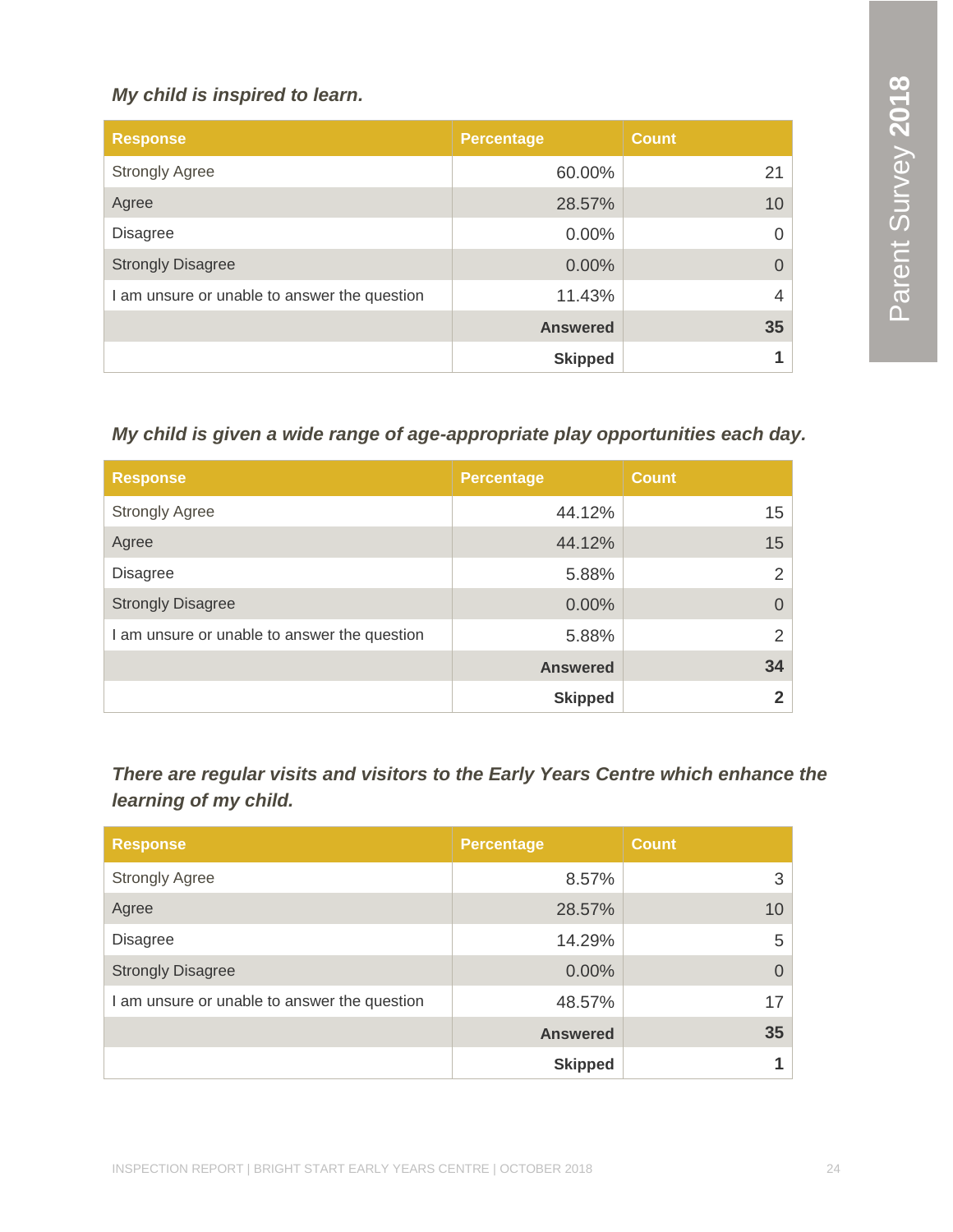***My child is inspired to learn.***

| Response | Percentage | Count |
| --- | --- | --- |
| Strongly Agree | 60.00% | 21 |
| Agree | 28.57% | 10 |
| Disagree | 0.00% | 0 |
| Strongly Disagree | 0.00% | 0 |
| I am unsure or unable to answer the question | 11.43% | 4 |
| | **Answered** | **35** |
| | **Skipped** | **1** |

***My child is given a wide range of age-appropriate play opportunities each day.***

| Response | Percentage | Count |
| --- | --- | --- |
| Strongly Agree | 44.12% | 15 |
| Agree | 44.12% | 15 |
| Disagree | 5.88% | 2 |
| Strongly Disagree | 0.00% | 0 |
| I am unsure or unable to answer the question | 5.88% | 2 |
| | **Answered** | **34** |
| | **Skipped** | **2** |

***There are regular visits and visitors to the Early Years Centre which enhance the learning of my child.***

| Response | Percentage | Count |
| --- | --- | --- |
| Strongly Agree | 8.57% | 3 |
| Agree | 28.57% | 10 |
| Disagree | 14.29% | 5 |
| Strongly Disagree | 0.00% | 0 |
| I am unsure or unable to answer the question | 48.57% | 17 |
| | **Answered** | **35** |
| | **Skipped** | **1** |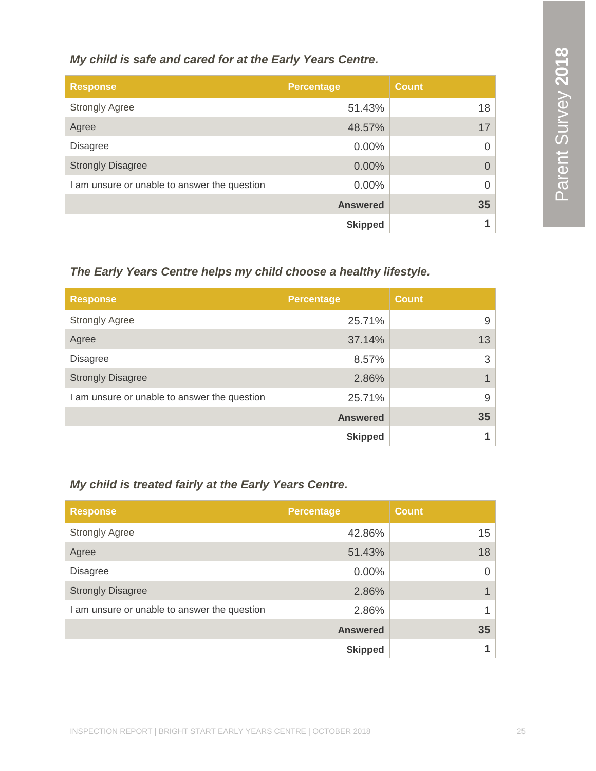*My child is safe and cared for at the Early Years Centre.*

| Response | Percentage | Count |
|---|---|---|
| Strongly Agree | 51.43% | 18 |
| Agree | 48.57% | 17 |
| Disagree | 0.00% | 0 |
| Strongly Disagree | 0.00% | 0 |
| I am unsure or unable to answer the question | 0.00% | 0 |
| | **Answered** | **35** |
| | **Skipped** | **1** |

*The Early Years Centre helps my child choose a healthy lifestyle.*

| Response | Percentage | Count |
|---|---|---|
| Strongly Agree | 25.71% | 9 |
| Agree | 37.14% | 13 |
| Disagree | 8.57% | 3 |
| Strongly Disagree | 2.86% | 1 |
| I am unsure or unable to answer the question | 25.71% | 9 |
| | **Answered** | **35** |
| | **Skipped** | **1** |

*My child is treated fairly at the Early Years Centre.*

| Response | Percentage | Count |
|---|---|---|
| Strongly Agree | 42.86% | 15 |
| Agree | 51.43% | 18 |
| Disagree | 0.00% | 0 |
| Strongly Disagree | 2.86% | 1 |
| I am unsure or unable to answer the question | 2.86% | 1 |
| | **Answered** | **35** |
| | **Skipped** | **1** |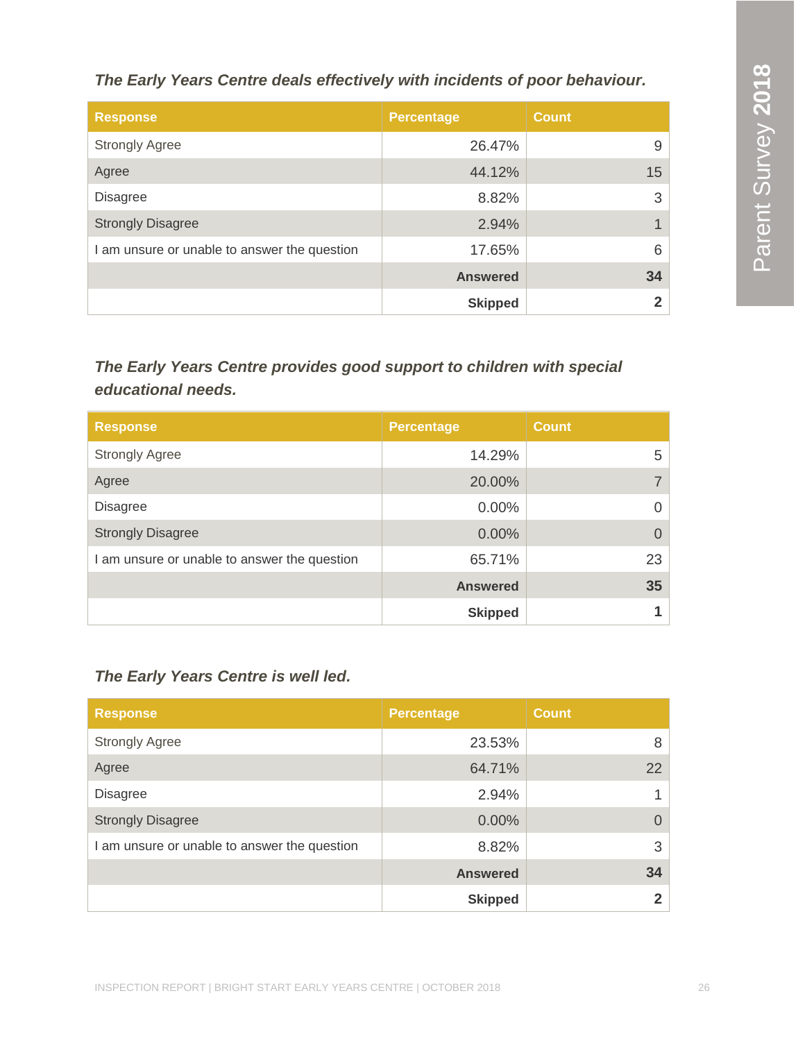***The Early Years Centre deals effectively with incidents of poor behaviour.***

| Response | Percentage | Count |
|---|---|---|
| Strongly Agree | 26.47% | 9 |
| Agree | 44.12% | 15 |
| Disagree | 8.82% | 3 |
| Strongly Disagree | 2.94% | 1 |
| I am unsure or unable to answer the question | 17.65% | 6 |
| | **Answered** | **34** |
| | **Skipped** | **2** |

***The Early Years Centre provides good support to children with special educational needs.***

| Response | Percentage | Count |
|---|---|---|
| Strongly Agree | 14.29% | 5 |
| Agree | 20.00% | 7 |
| Disagree | 0.00% | 0 |
| Strongly Disagree | 0.00% | 0 |
| I am unsure or unable to answer the question | 65.71% | 23 |
| | **Answered** | **35** |
| | **Skipped** | **1** |

***The Early Years Centre is well led.***

| Response | Percentage | Count |
|---|---|---|
| Strongly Agree | 23.53% | 8 |
| Agree | 64.71% | 22 |
| Disagree | 2.94% | 1 |
| Strongly Disagree | 0.00% | 0 |
| I am unsure or unable to answer the question | 8.82% | 3 |
| | **Answered** | **34** |
| | **Skipped** | **2** |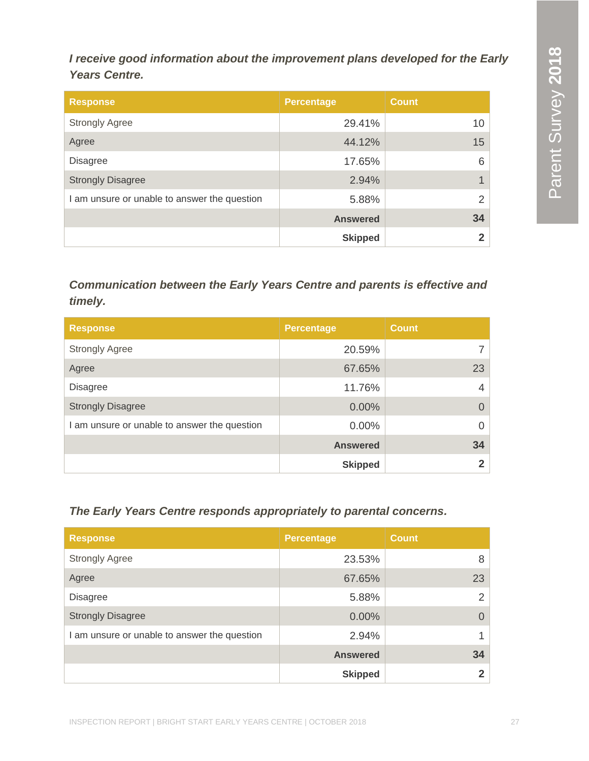***I receive good information about the improvement plans developed for the Early Years Centre.***

| Response | Percentage | Count |
|---|---|---|
| Strongly Agree | 29.41% | 10 |
| Agree | 44.12% | 15 |
| Disagree | 17.65% | 6 |
| Strongly Disagree | 2.94% | 1 |
| I am unsure or unable to answer the question | 5.88% | 2 |
| | **Answered** | **34** |
| | **Skipped** | **2** |

***Communication between the Early Years Centre and parents is effective and timely.***

| Response | Percentage | Count |
|---|---|---|
| Strongly Agree | 20.59% | 7 |
| Agree | 67.65% | 23 |
| Disagree | 11.76% | 4 |
| Strongly Disagree | 0.00% | 0 |
| I am unsure or unable to answer the question | 0.00% | 0 |
| | **Answered** | **34** |
| | **Skipped** | **2** |

***The Early Years Centre responds appropriately to parental concerns.***

| Response | Percentage | Count |
|---|---|---|
| Strongly Agree | 23.53% | 8 |
| Agree | 67.65% | 23 |
| Disagree | 5.88% | 2 |
| Strongly Disagree | 0.00% | 0 |
| I am unsure or unable to answer the question | 2.94% | 1 |
| | **Answered** | **34** |
| | **Skipped** | **2** |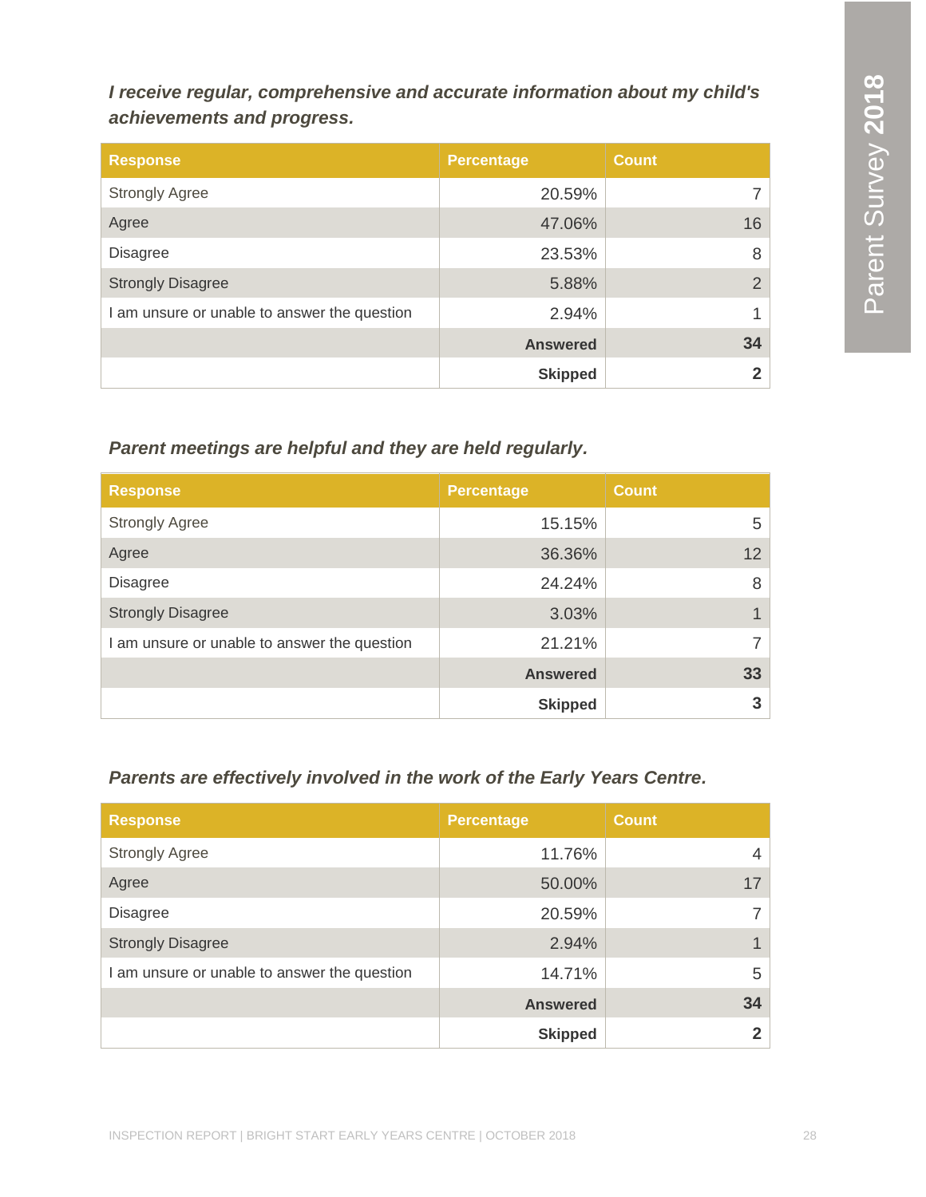***I receive regular, comprehensive and accurate information about my child's achievements and progress.***

| Response | Percentage | Count |
|---|---|---|
| Strongly Agree | 20.59% | 7 |
| Agree | 47.06% | 16 |
| Disagree | 23.53% | 8 |
| Strongly Disagree | 5.88% | 2 |
| I am unsure or unable to answer the question | 2.94% | 1 |
| | **Answered** | **34** |
| | **Skipped** | **2** |

***Parent meetings are helpful and they are held regularly.***

| Response | Percentage | Count |
|---|---|---|
| Strongly Agree | 15.15% | 5 |
| Agree | 36.36% | 12 |
| Disagree | 24.24% | 8 |
| Strongly Disagree | 3.03% | 1 |
| I am unsure or unable to answer the question | 21.21% | 7 |
| | **Answered** | **33** |
| | **Skipped** | **3** |

***Parents are effectively involved in the work of the Early Years Centre.***

| Response | Percentage | Count |
|---|---|---|
| Strongly Agree | 11.76% | 4 |
| Agree | 50.00% | 17 |
| Disagree | 20.59% | 7 |
| Strongly Disagree | 2.94% | 1 |
| I am unsure or unable to answer the question | 14.71% | 5 |
| | **Answered** | **34** |
| | **Skipped** | **2** |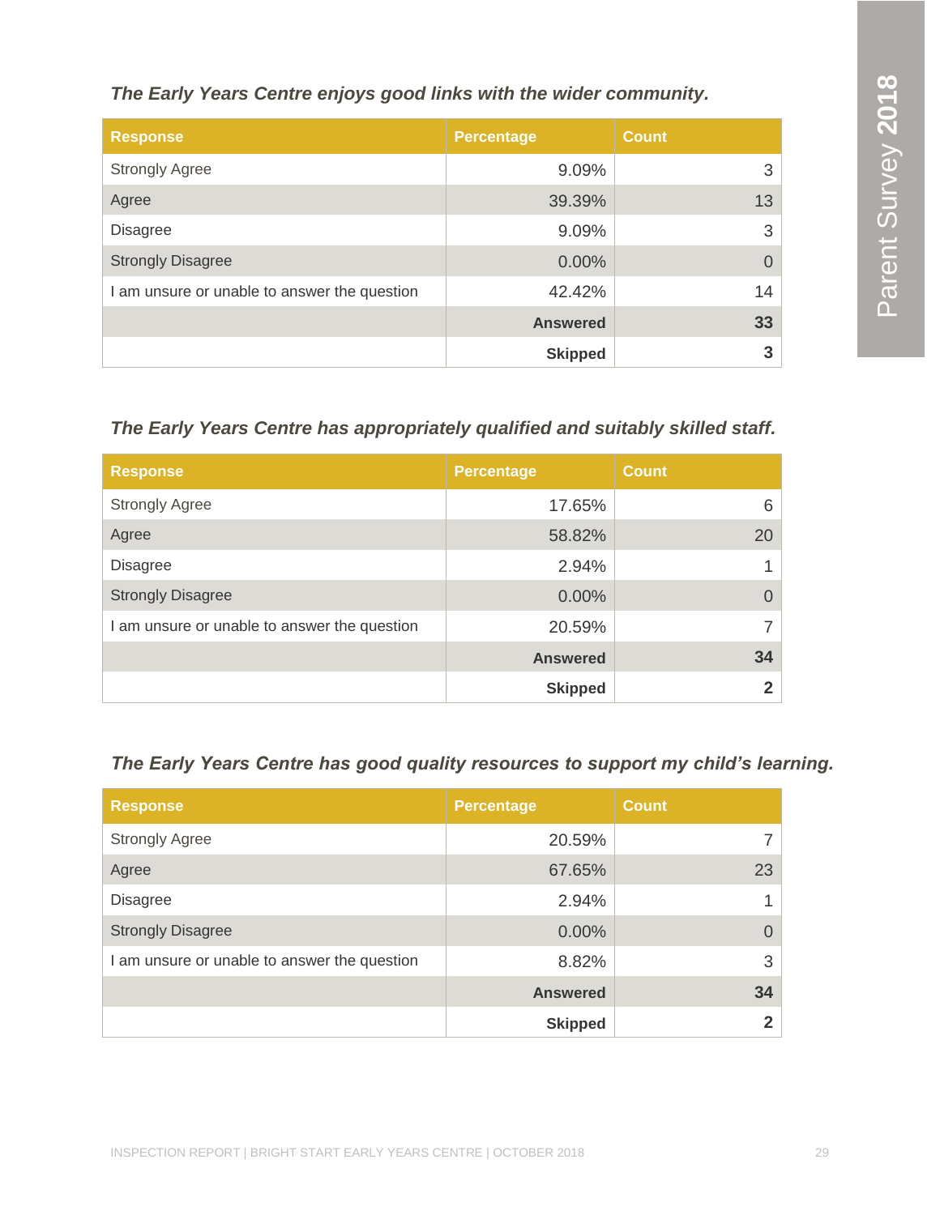***The Early Years Centre enjoys good links with the wider community.***

| Response | Percentage | Count |
|---|---|---|
| Strongly Agree | 9.09% | 3 |
| Agree | 39.39% | 13 |
| Disagree | 9.09% | 3 |
| Strongly Disagree | 0.00% | 0 |
| I am unsure or unable to answer the question | 42.42% | 14 |
| | **Answered** | **33** |
| | **Skipped** | **3** |

***The Early Years Centre has appropriately qualified and suitably skilled staff.***

| Response | Percentage | Count |
|---|---|---|
| Strongly Agree | 17.65% | 6 |
| Agree | 58.82% | 20 |
| Disagree | 2.94% | 1 |
| Strongly Disagree | 0.00% | 0 |
| I am unsure or unable to answer the question | 20.59% | 7 |
| | **Answered** | **34** |
| | **Skipped** | **2** |

***The Early Years Centre has good quality resources to support my child's learning.***

| Response | Percentage | Count |
|---|---|---|
| Strongly Agree | 20.59% | 7 |
| Agree | 67.65% | 23 |
| Disagree | 2.94% | 1 |
| Strongly Disagree | 0.00% | 0 |
| I am unsure or unable to answer the question | 8.82% | 3 |
| | **Answered** | **34** |
| | **Skipped** | **2** |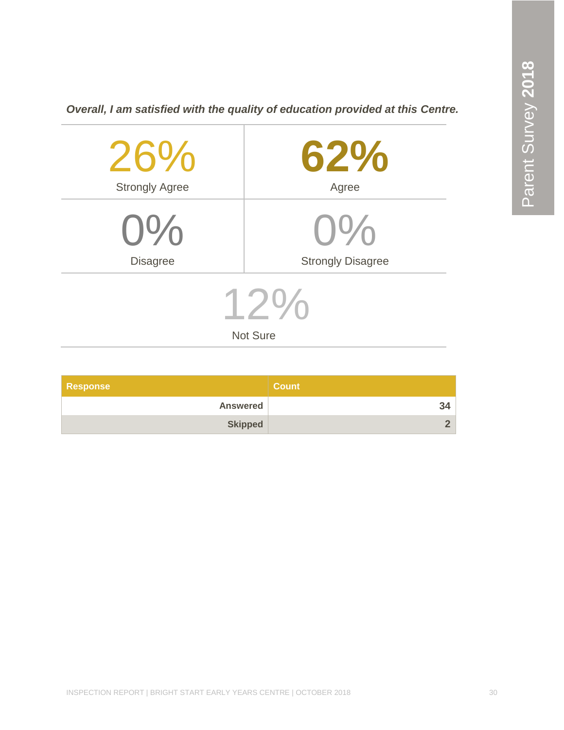*Overall, I am satisfied with the quality of education provided at this Centre.*

| 26% | 62% |
|---|---|
| Strongly Agree | Agree |
| **0%** | **0%** |
| Disagree | Strongly Disagree |

**12%**
Not Sure

| Response | Count |
|---|---|
| Answered | 34 |
| Skipped | 2 |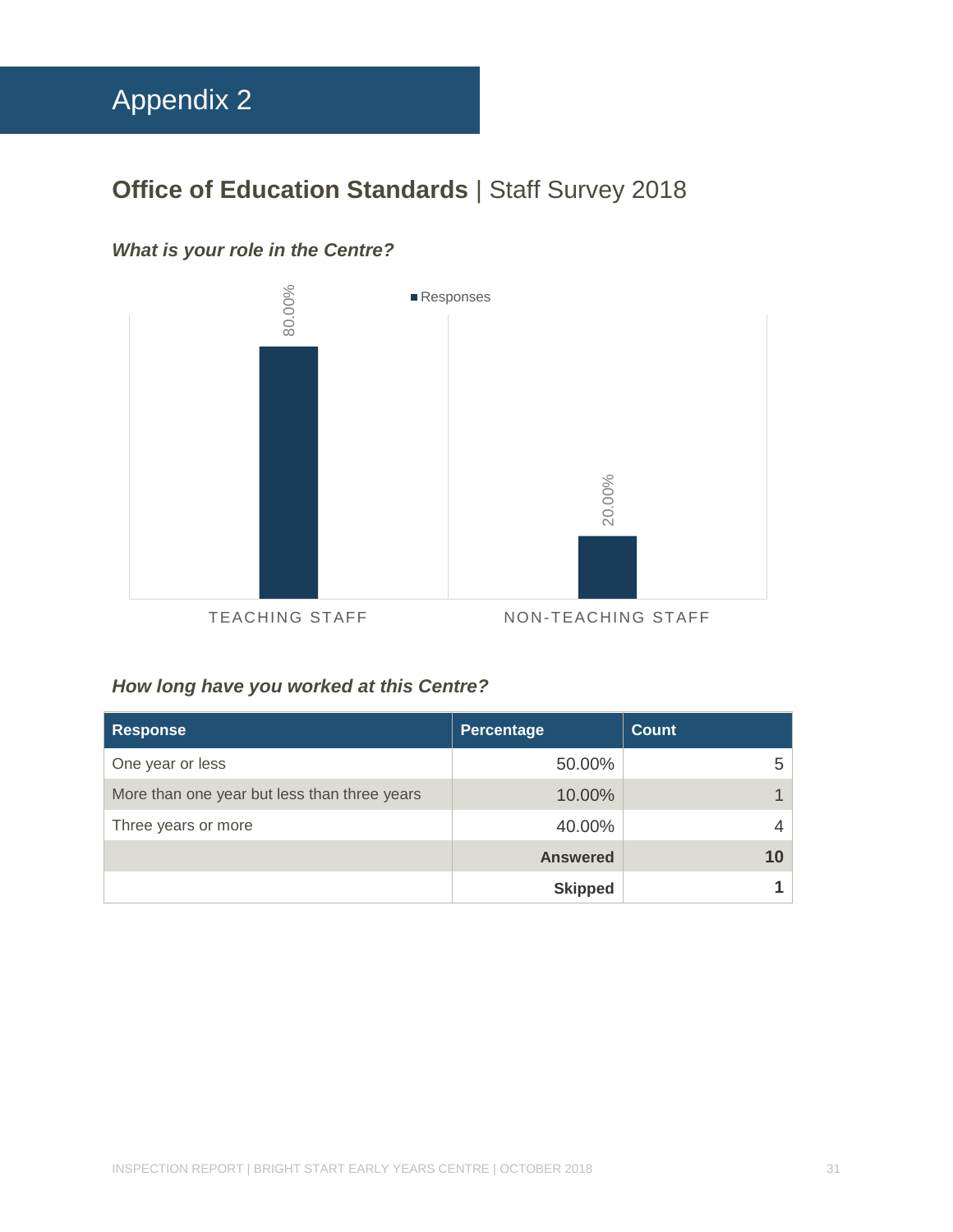# Appendix 2

## **Office of Education Standards** | Staff Survey 2018

### *What is your role in the Centre?*

■ Responses

| Role | Responses |
|---|---|
| TEACHING STAFF | 80.00% |
| NON-TEACHING STAFF | 20.00% |

### *How long have you worked at this Centre?*

| Response | Percentage | Count |
|---|---|---|
| One year or less | 50.00% | 5 |
| More than one year but less than three years | 10.00% | 1 |
| Three years or more | 40.00% | 4 |
| | **Answered** | **10** |
| | **Skipped** | **1** |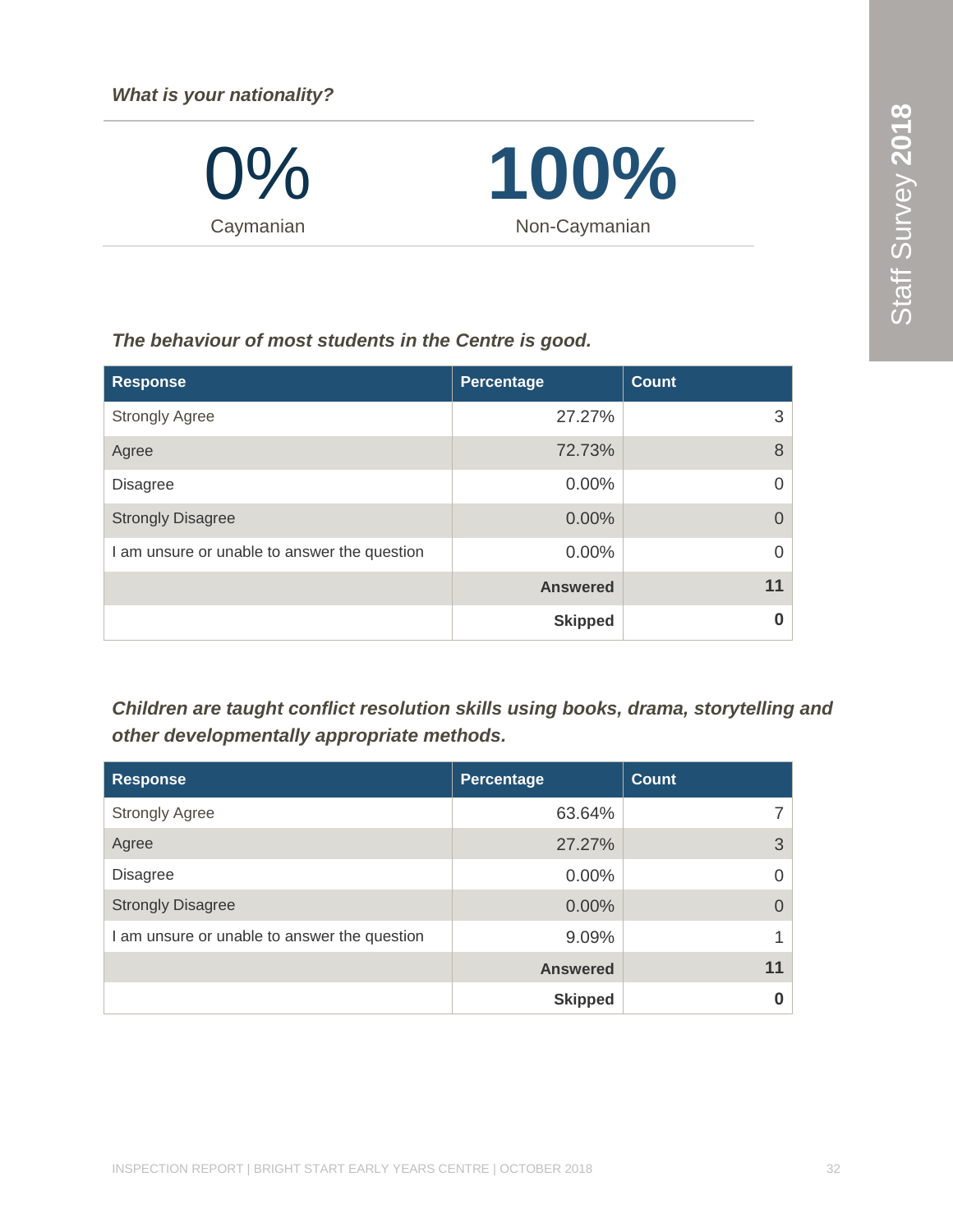***What is your nationality?***

| 0% | 100% |
|---|---|
| Caymanian | Non-Caymanian |

***The behaviour of most students in the Centre is good.***

| Response | Percentage | Count |
|---|---|---|
| Strongly Agree | 27.27% | 3 |
| Agree | 72.73% | 8 |
| Disagree | 0.00% | 0 |
| Strongly Disagree | 0.00% | 0 |
| I am unsure or unable to answer the question | 0.00% | 0 |
| | **Answered** | **11** |
| | **Skipped** | **0** |

***Children are taught conflict resolution skills using books, drama, storytelling and other developmentally appropriate methods.***

| Response | Percentage | Count |
|---|---|---|
| Strongly Agree | 63.64% | 7 |
| Agree | 27.27% | 3 |
| Disagree | 0.00% | 0 |
| Strongly Disagree | 0.00% | 0 |
| I am unsure or unable to answer the question | 9.09% | 1 |
| | **Answered** | **11** |
| | **Skipped** | **0** |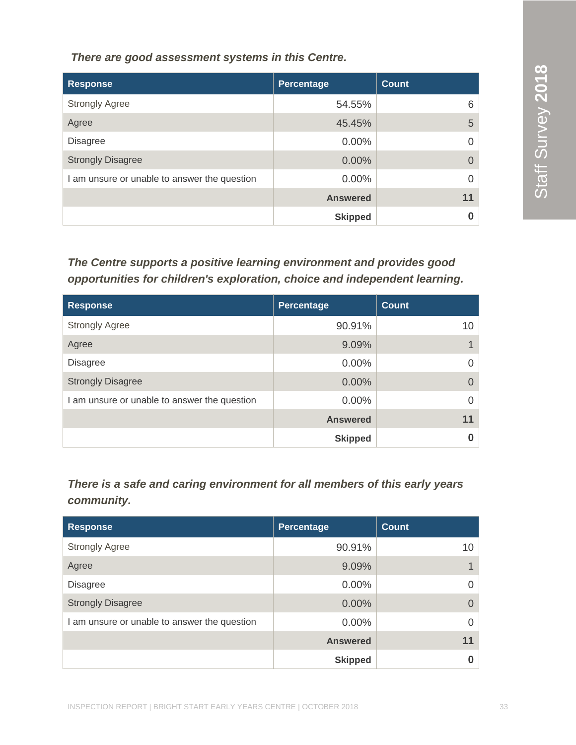***There are good assessment systems in this Centre.***

| Response | Percentage | Count |
|---|---|---|
| Strongly Agree | 54.55% | 6 |
| Agree | 45.45% | 5 |
| Disagree | 0.00% | 0 |
| Strongly Disagree | 0.00% | 0 |
| I am unsure or unable to answer the question | 0.00% | 0 |
| | **Answered** | **11** |
| | **Skipped** | **0** |

***The Centre supports a positive learning environment and provides good opportunities for children's exploration, choice and independent learning.***

| Response | Percentage | Count |
|---|---|---|
| Strongly Agree | 90.91% | 10 |
| Agree | 9.09% | 1 |
| Disagree | 0.00% | 0 |
| Strongly Disagree | 0.00% | 0 |
| I am unsure or unable to answer the question | 0.00% | 0 |
| | **Answered** | **11** |
| | **Skipped** | **0** |

***There is a safe and caring environment for all members of this early years community.***

| Response | Percentage | Count |
|---|---|---|
| Strongly Agree | 90.91% | 10 |
| Agree | 9.09% | 1 |
| Disagree | 0.00% | 0 |
| Strongly Disagree | 0.00% | 0 |
| I am unsure or unable to answer the question | 0.00% | 0 |
| | **Answered** | **11** |
| | **Skipped** | **0** |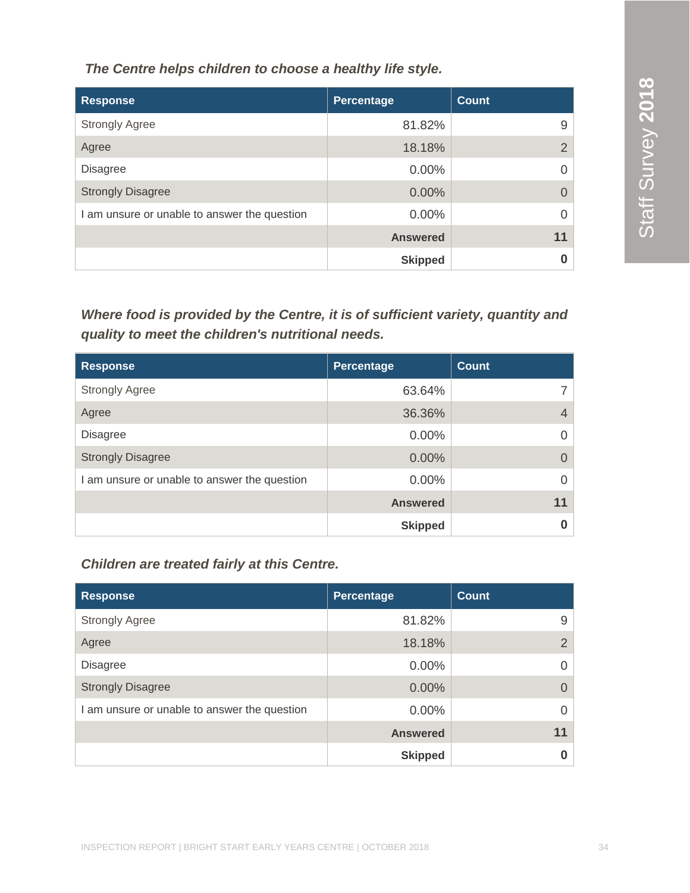*The Centre helps children to choose a healthy life style.*

| Response | Percentage | Count |
|---|---|---|
| Strongly Agree | 81.82% | 9 |
| Agree | 18.18% | 2 |
| Disagree | 0.00% | 0 |
| Strongly Disagree | 0.00% | 0 |
| I am unsure or unable to answer the question | 0.00% | 0 |
| | **Answered** | **11** |
| | **Skipped** | **0** |

*Where food is provided by the Centre, it is of sufficient variety, quantity and quality to meet the children's nutritional needs.*

| Response | Percentage | Count |
|---|---|---|
| Strongly Agree | 63.64% | 7 |
| Agree | 36.36% | 4 |
| Disagree | 0.00% | 0 |
| Strongly Disagree | 0.00% | 0 |
| I am unsure or unable to answer the question | 0.00% | 0 |
| | **Answered** | **11** |
| | **Skipped** | **0** |

*Children are treated fairly at this Centre.*

| Response | Percentage | Count |
|---|---|---|
| Strongly Agree | 81.82% | 9 |
| Agree | 18.18% | 2 |
| Disagree | 0.00% | 0 |
| Strongly Disagree | 0.00% | 0 |
| I am unsure or unable to answer the question | 0.00% | 0 |
| | **Answered** | **11** |
| | **Skipped** | **0** |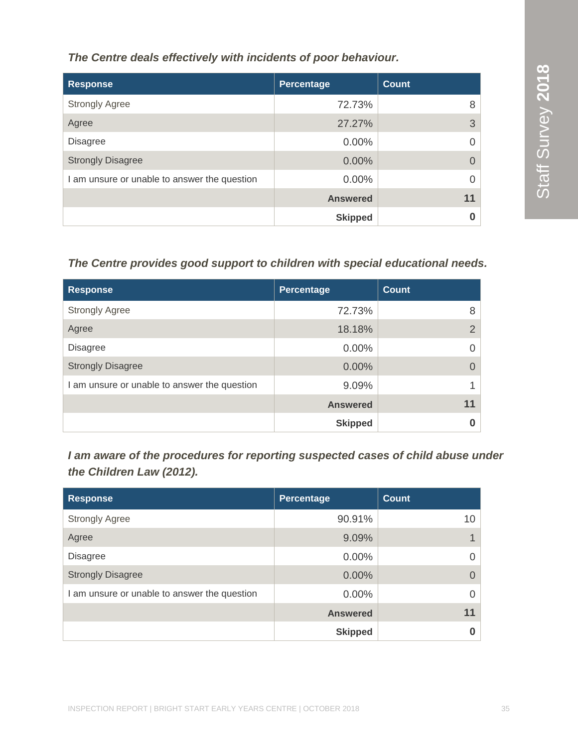*The Centre deals effectively with incidents of poor behaviour.*

| Response | Percentage | Count |
|---|---|---|
| Strongly Agree | 72.73% | 8 |
| Agree | 27.27% | 3 |
| Disagree | 0.00% | 0 |
| Strongly Disagree | 0.00% | 0 |
| I am unsure or unable to answer the question | 0.00% | 0 |
| | **Answered** | **11** |
| | **Skipped** | **0** |

*The Centre provides good support to children with special educational needs.*

| Response | Percentage | Count |
|---|---|---|
| Strongly Agree | 72.73% | 8 |
| Agree | 18.18% | 2 |
| Disagree | 0.00% | 0 |
| Strongly Disagree | 0.00% | 0 |
| I am unsure or unable to answer the question | 9.09% | 1 |
| | **Answered** | **11** |
| | **Skipped** | **0** |

*I am aware of the procedures for reporting suspected cases of child abuse under the Children Law (2012).*

| Response | Percentage | Count |
|---|---|---|
| Strongly Agree | 90.91% | 10 |
| Agree | 9.09% | 1 |
| Disagree | 0.00% | 0 |
| Strongly Disagree | 0.00% | 0 |
| I am unsure or unable to answer the question | 0.00% | 0 |
| | **Answered** | **11** |
| | **Skipped** | **0** |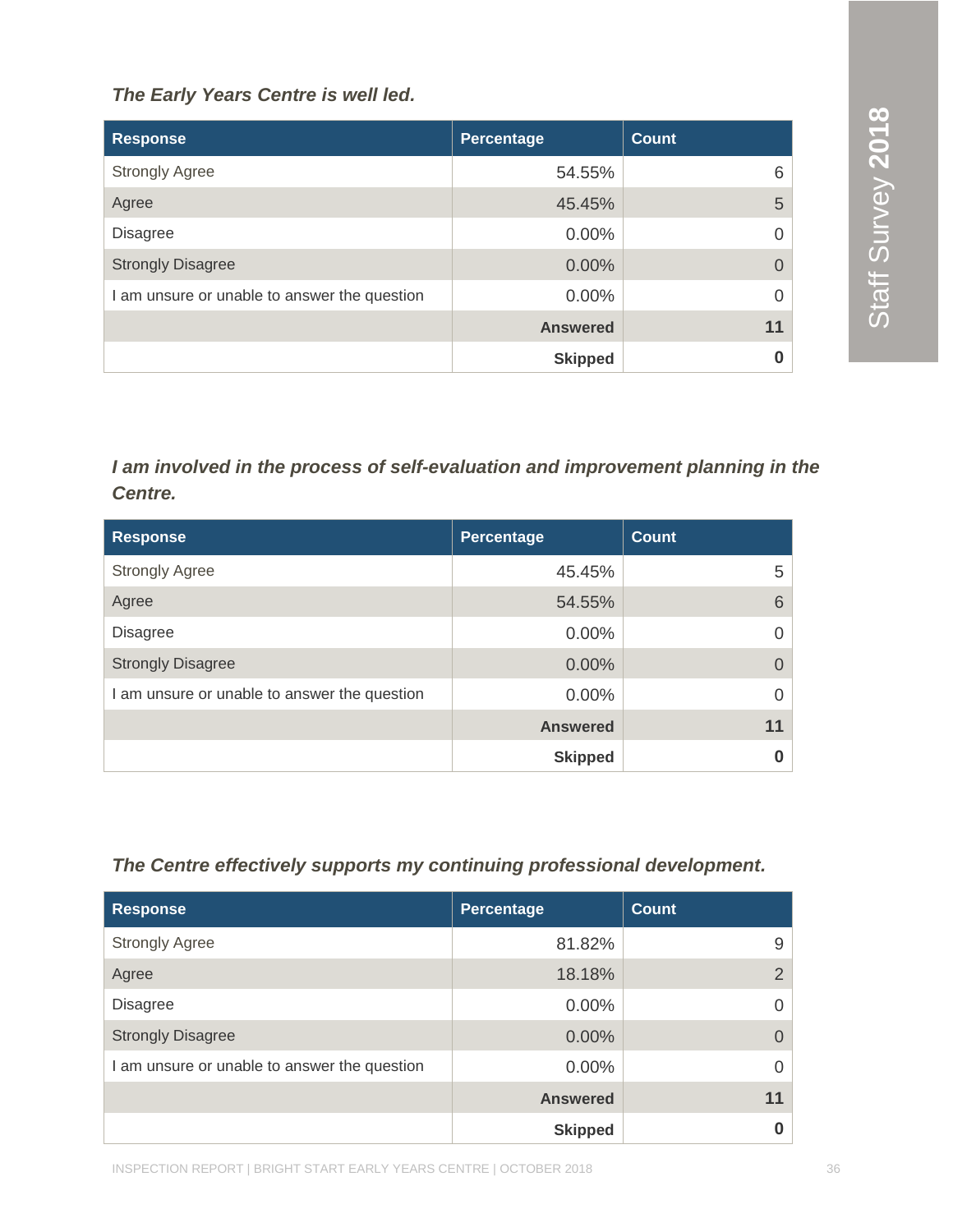*The Early Years Centre is well led.*

| Response | Percentage | Count |
|---|---|---|
| Strongly Agree | 54.55% | 6 |
| Agree | 45.45% | 5 |
| Disagree | 0.00% | 0 |
| Strongly Disagree | 0.00% | 0 |
| I am unsure or unable to answer the question | 0.00% | 0 |
| | **Answered** | **11** |
| | **Skipped** | **0** |

*I am involved in the process of self-evaluation and improvement planning in the Centre.*

| Response | Percentage | Count |
|---|---|---|
| Strongly Agree | 45.45% | 5 |
| Agree | 54.55% | 6 |
| Disagree | 0.00% | 0 |
| Strongly Disagree | 0.00% | 0 |
| I am unsure or unable to answer the question | 0.00% | 0 |
| | **Answered** | **11** |
| | **Skipped** | **0** |

*The Centre effectively supports my continuing professional development.*

| Response | Percentage | Count |
|---|---|---|
| Strongly Agree | 81.82% | 9 |
| Agree | 18.18% | 2 |
| Disagree | 0.00% | 0 |
| Strongly Disagree | 0.00% | 0 |
| I am unsure or unable to answer the question | 0.00% | 0 |
| | **Answered** | **11** |
| | **Skipped** | **0** |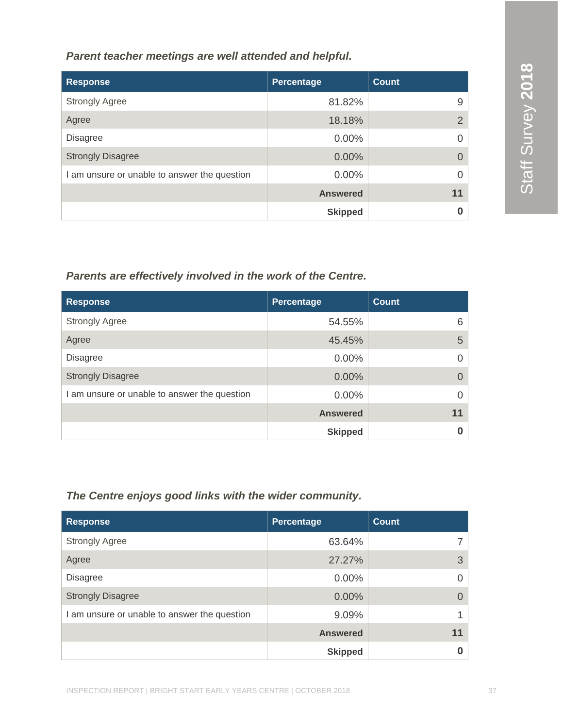***Parent teacher meetings are well attended and helpful.***

| Response | Percentage | Count |
|---|---|---|
| Strongly Agree | 81.82% | 9 |
| Agree | 18.18% | 2 |
| Disagree | 0.00% | 0 |
| Strongly Disagree | 0.00% | 0 |
| I am unsure or unable to answer the question | 0.00% | 0 |
| | **Answered** | **11** |
| | **Skipped** | **0** |

***Parents are effectively involved in the work of the Centre.***

| Response | Percentage | Count |
|---|---|---|
| Strongly Agree | 54.55% | 6 |
| Agree | 45.45% | 5 |
| Disagree | 0.00% | 0 |
| Strongly Disagree | 0.00% | 0 |
| I am unsure or unable to answer the question | 0.00% | 0 |
| | **Answered** | **11** |
| | **Skipped** | **0** |

***The Centre enjoys good links with the wider community.***

| Response | Percentage | Count |
|---|---|---|
| Strongly Agree | 63.64% | 7 |
| Agree | 27.27% | 3 |
| Disagree | 0.00% | 0 |
| Strongly Disagree | 0.00% | 0 |
| I am unsure or unable to answer the question | 9.09% | 1 |
| | **Answered** | **11** |
| | **Skipped** | **0** |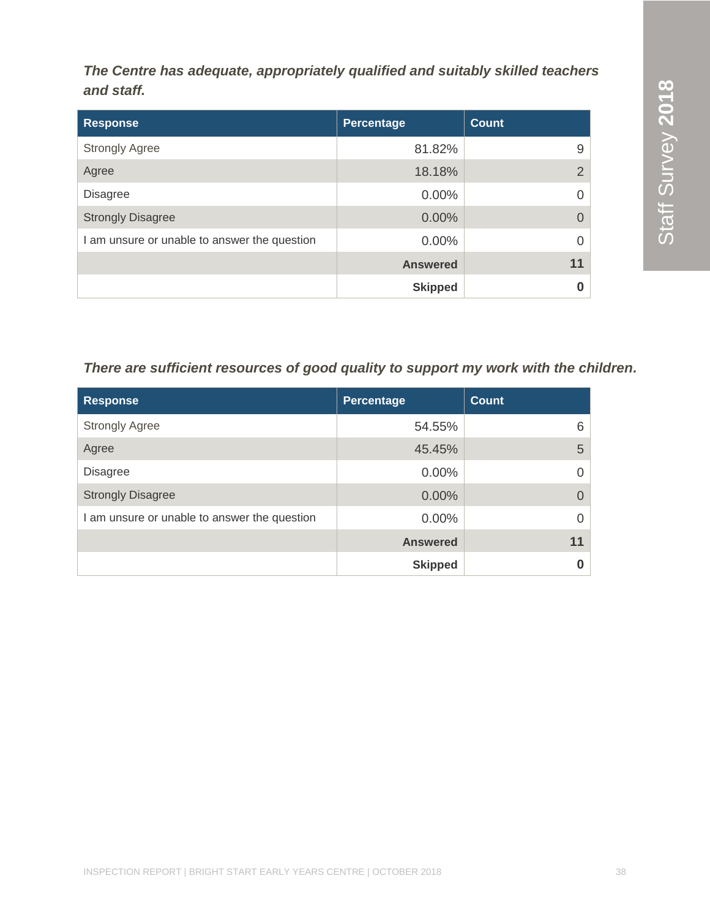***The Centre has adequate, appropriately qualified and suitably skilled teachers and staff.***

| Response | Percentage | Count |
|---|---|---|
| Strongly Agree | 81.82% | 9 |
| Agree | 18.18% | 2 |
| Disagree | 0.00% | 0 |
| Strongly Disagree | 0.00% | 0 |
| I am unsure or unable to answer the question | 0.00% | 0 |
| | **Answered** | **11** |
| | **Skipped** | **0** |

***There are sufficient resources of good quality to support my work with the children.***

| Response | Percentage | Count |
|---|---|---|
| Strongly Agree | 54.55% | 6 |
| Agree | 45.45% | 5 |
| Disagree | 0.00% | 0 |
| Strongly Disagree | 0.00% | 0 |
| I am unsure or unable to answer the question | 0.00% | 0 |
| | **Answered** | **11** |
| | **Skipped** | **0** |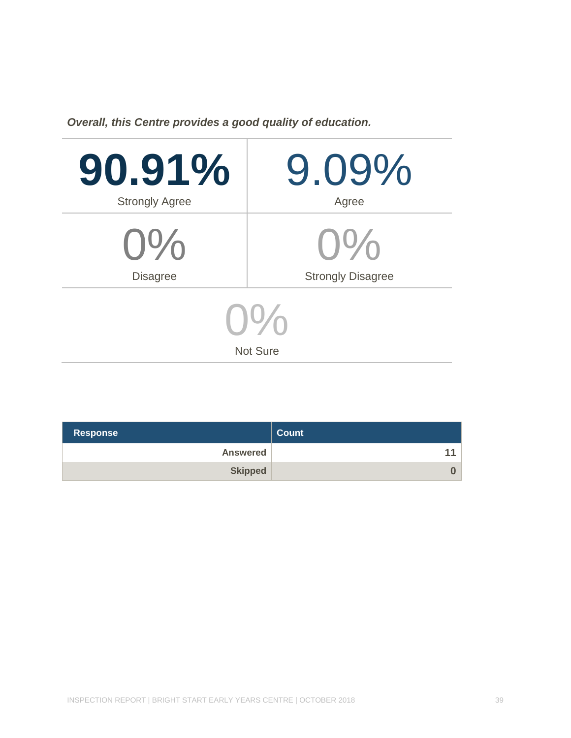***Overall, this Centre provides a good quality of education.***

| **90.91%** Strongly Agree | 9.09% Agree |
|---|---|
| 0% Disagree | 0% Strongly Disagree |

0%
Not Sure

| Response | Count |
|---|---|
| **Answered** | **11** |
| **Skipped** | **0** |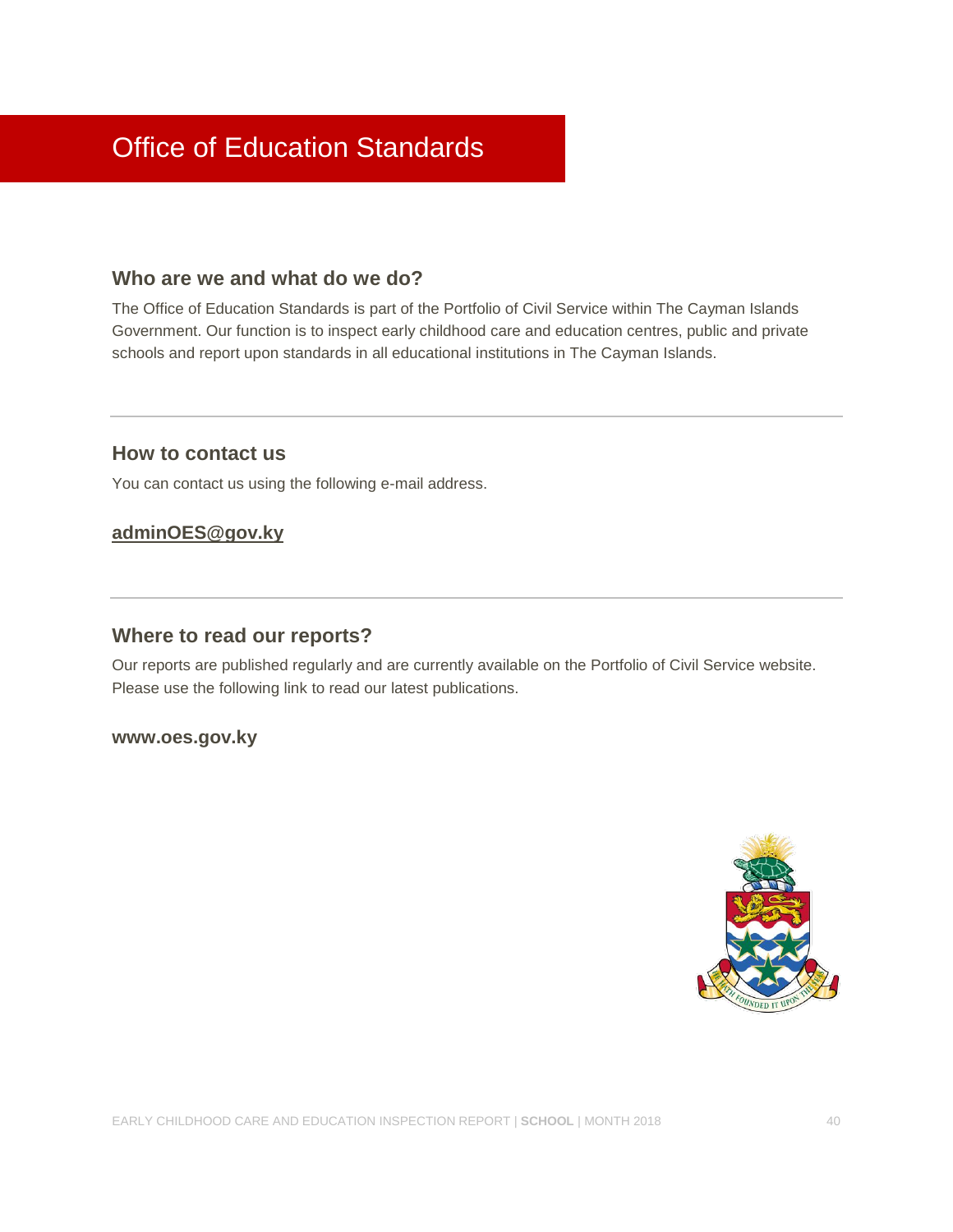# Office of Education Standards

## Who are we and what do we do?

The Office of Education Standards is part of the Portfolio of Civil Service within The Cayman Islands Government. Our function is to inspect early childhood care and education centres, public and private schools and report upon standards in all educational institutions in The Cayman Islands.

---

## How to contact us

You can contact us using the following e-mail address.

**adminOES@gov.ky**

---

## Where to read our reports?

Our reports are published regularly and are currently available on the Portfolio of Civil Service website. Please use the following link to read our latest publications.

**www.oes.gov.ky**